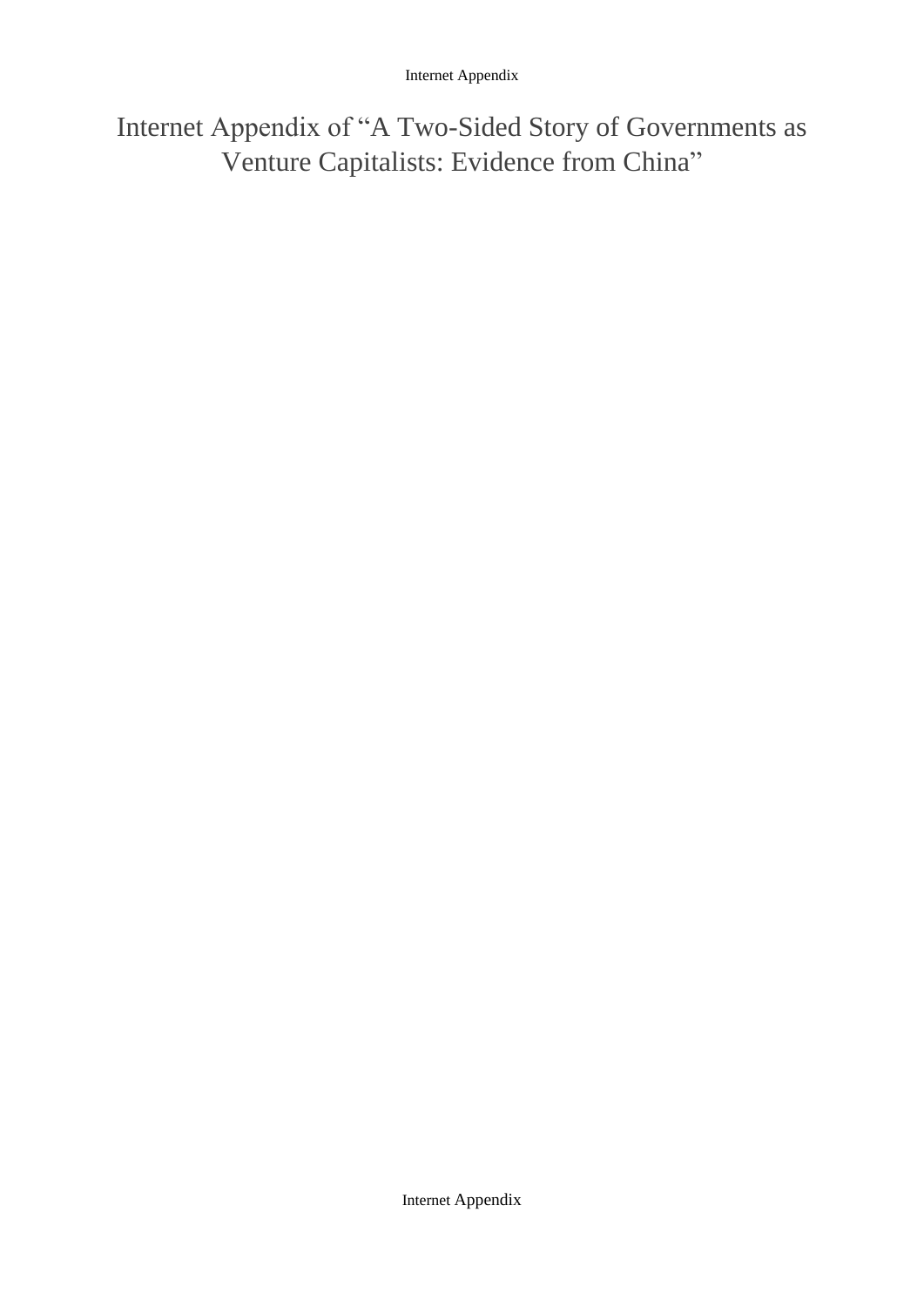# Internet Appendix of "A Two-Sided Story of Governments as Venture Capitalists: Evidence from China"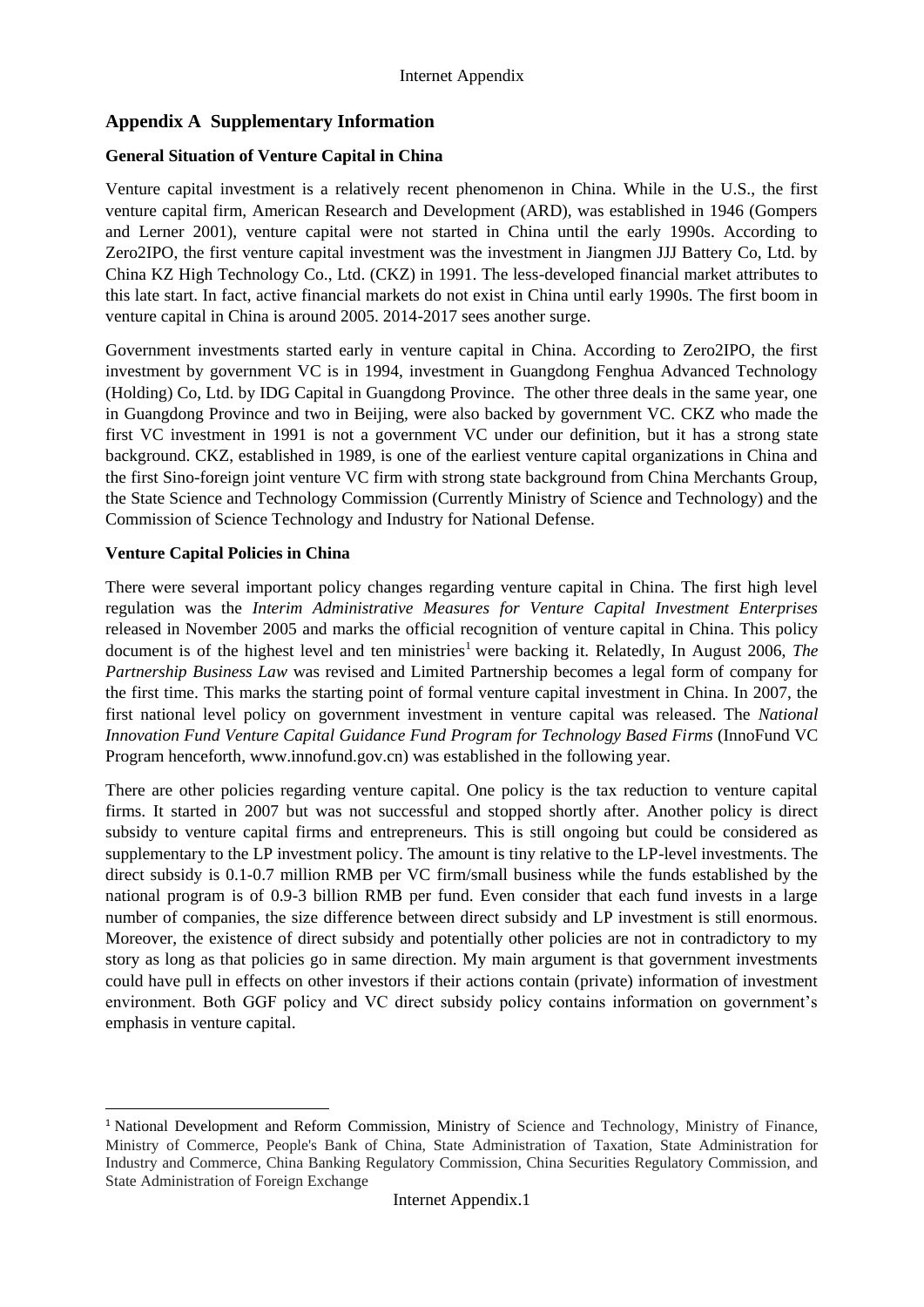## Appendix A Supplementary Information

### General Situation of Venture Capital in China

Venture capital investment is a relatively recent phenomenon in China. While in the U.S., the first venture capital firm, American Research and Development (ARD), was established in 1946 (Gompers and Lerner 2001), venture capital were not started in China until the early 1990s. According to Zero2IPO, the first venture capital investment was the investment in Jiangmen JJJ Battery Co, Ltd. by China KZ High Technology Co., Ltd. (CKZ) in 1991. The less-developed financial market attributes to this late start. In fact, active financial markets do not exist in China until early 1990s. The first boom in venture capital in China is around 2005. 2014-2017 sees another surge.

Government investments started early in venture capital in China. According to Zero2IPO, the first investment by government VC is in 1994, investment in Guangdong Fenghua Advanced Technology (Holding) Co, Ltd. by IDG Capital in Guangdong Province. The other three deals in the same year, one in Guangdong Province and two in Beijing, were also backed by government VC. CKZ who made the first VC investment in 1991 is not a government VC under our definition, but it has a strong state background. CKZ, established in 1989, is one of the earliest venture capital organizations in China and the first Sino-foreign joint venture VC firm with strong state background from China Merchants Group, the State Science and Technology Commission (Currently Ministry of Science and Technology) and the Commission of Science Technology and Industry for National Defense.

### Venture Capital Policies in China

There were several important policy changes regarding venture capital in China. The first high level regulation was the *Interim Administrative Measures for Venture Capital Investment Enterprises* released in November 2005 and marks the official recognition of venture capital in China. This policy document is of the highest level and ten ministries[1] were backing it. Relatedly, In August 2006, *The Partnership Business Law* was revised and Limited Partnership becomes a legal form of company for the first time. This marks the starting point of formal venture capital investment in China. In 2007, the first national level policy on government investment in venture capital was released. The *National Innovation Fund Venture Capital Guidance Fund Program for Technology Based Firms* (InnoFund VC Program henceforth, www.innofund.gov.cn) was established in the following year.

There are other policies regarding venture capital. One policy is the tax reduction to venture capital firms. It started in 2007 but was not successful and stopped shortly after. Another policy is direct subsidy to venture capital firms and entrepreneurs. This is still ongoing but could be considered as supplementary to the LP investment policy. The amount is tiny relative to the LP-level investments. The direct subsidy is 0.1-0.7 million RMB per VC firm/small business while the funds established by the national program is of 0.9-3 billion RMB per fund. Even consider that each fund invests in a large number of companies, the size difference between direct subsidy and LP investment is still enormous. Moreover, the existence of direct subsidy and potentially other policies are not in contradictory to my story as long as that policies go in same direction. My main argument is that government investments could have pull in effects on other investors if their actions contain (private) information of investment environment. Both GGF policy and VC direct subsidy policy contains information on government's emphasis in venture capital.

---

[1] National Development and Reform Commission, Ministry of Science and Technology, Ministry of Finance, Ministry of Commerce, People's Bank of China, State Administration of Taxation, State Administration for Industry and Commerce, China Banking Regulatory Commission, China Securities Regulatory Commission, and State Administration of Foreign Exchange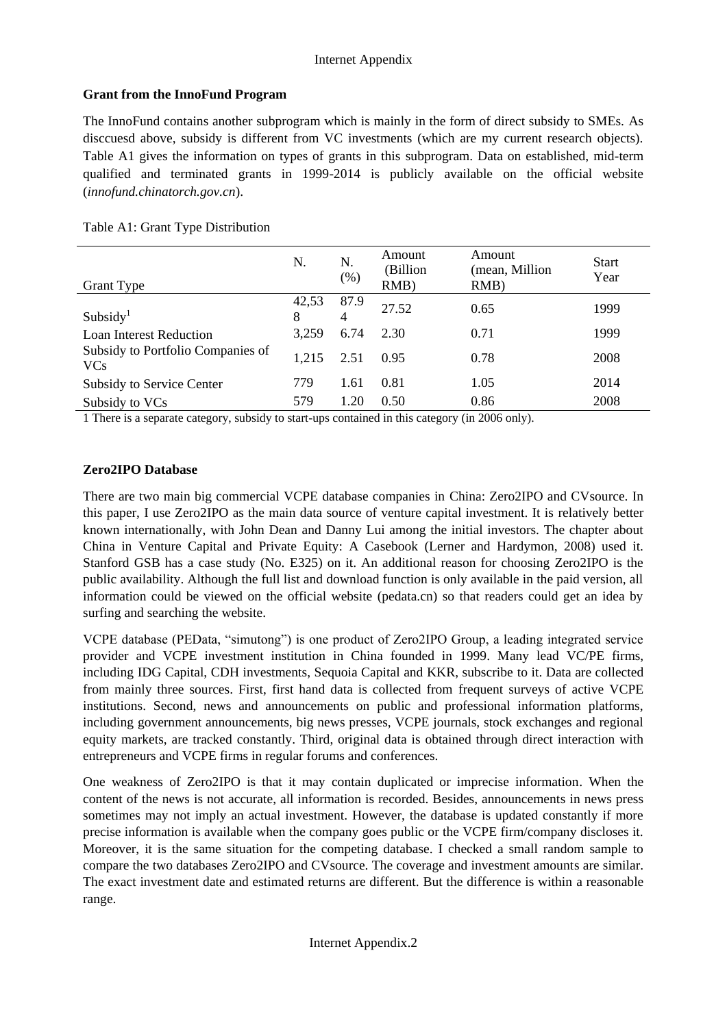**Grant from the InnoFund Program**

The InnoFund contains another subprogram which is mainly in the form of direct subsidy to SMEs. As disccuesd above, subsidy is different from VC investments (which are my current research objects). Table A1 gives the information on types of grants in this subprogram. Data on established, mid-term qualified and terminated grants in 1999-2014 is publicly available on the official website (*innofund.chinatorch.gov.cn*).

Table A1: Grant Type Distribution

| Grant Type | N. | N. (%) | Amount (Billion RMB) | Amount (mean, Million RMB) | Start Year |
|---|---|---|---|---|---|
| Subsidy[1] | 42,538 | 87.94 | 27.52 | 0.65 | 1999 |
| Loan Interest Reduction | 3,259 | 6.74 | 2.30 | 0.71 | 1999 |
| Subsidy to Portfolio Companies of VCs | 1,215 | 2.51 | 0.95 | 0.78 | 2008 |
| Subsidy to Service Center | 779 | 1.61 | 0.81 | 1.05 | 2014 |
| Subsidy to VCs | 579 | 1.20 | 0.50 | 0.86 | 2008 |

1 There is a separate category, subsidy to start-ups contained in this category (in 2006 only).

**Zero2IPO Database**

There are two main big commercial VCPE database companies in China: Zero2IPO and CVsource. In this paper, I use Zero2IPO as the main data source of venture capital investment. It is relatively better known internationally, with John Dean and Danny Lui among the initial investors. The chapter about China in Venture Capital and Private Equity: A Casebook (Lerner and Hardymon, 2008) used it. Stanford GSB has a case study (No. E325) on it. An additional reason for choosing Zero2IPO is the public availability. Although the full list and download function is only available in the paid version, all information could be viewed on the official website (pedata.cn) so that readers could get an idea by surfing and searching the website.

VCPE database (PEData, "simutong") is one product of Zero2IPO Group, a leading integrated service provider and VCPE investment institution in China founded in 1999. Many lead VC/PE firms, including IDG Capital, CDH investments, Sequoia Capital and KKR, subscribe to it. Data are collected from mainly three sources. First, first hand data is collected from frequent surveys of active VCPE institutions. Second, news and announcements on public and professional information platforms, including government announcements, big news presses, VCPE journals, stock exchanges and regional equity markets, are tracked constantly. Third, original data is obtained through direct interaction with entrepreneurs and VCPE firms in regular forums and conferences.

One weakness of Zero2IPO is that it may contain duplicated or imprecise information. When the content of the news is not accurate, all information is recorded. Besides, announcements in news press sometimes may not imply an actual investment. However, the database is updated constantly if more precise information is available when the company goes public or the VCPE firm/company discloses it. Moreover, it is the same situation for the competing database. I checked a small random sample to compare the two databases Zero2IPO and CVsource. The coverage and investment amounts are similar. The exact investment date and estimated returns are different. But the difference is within a reasonable range.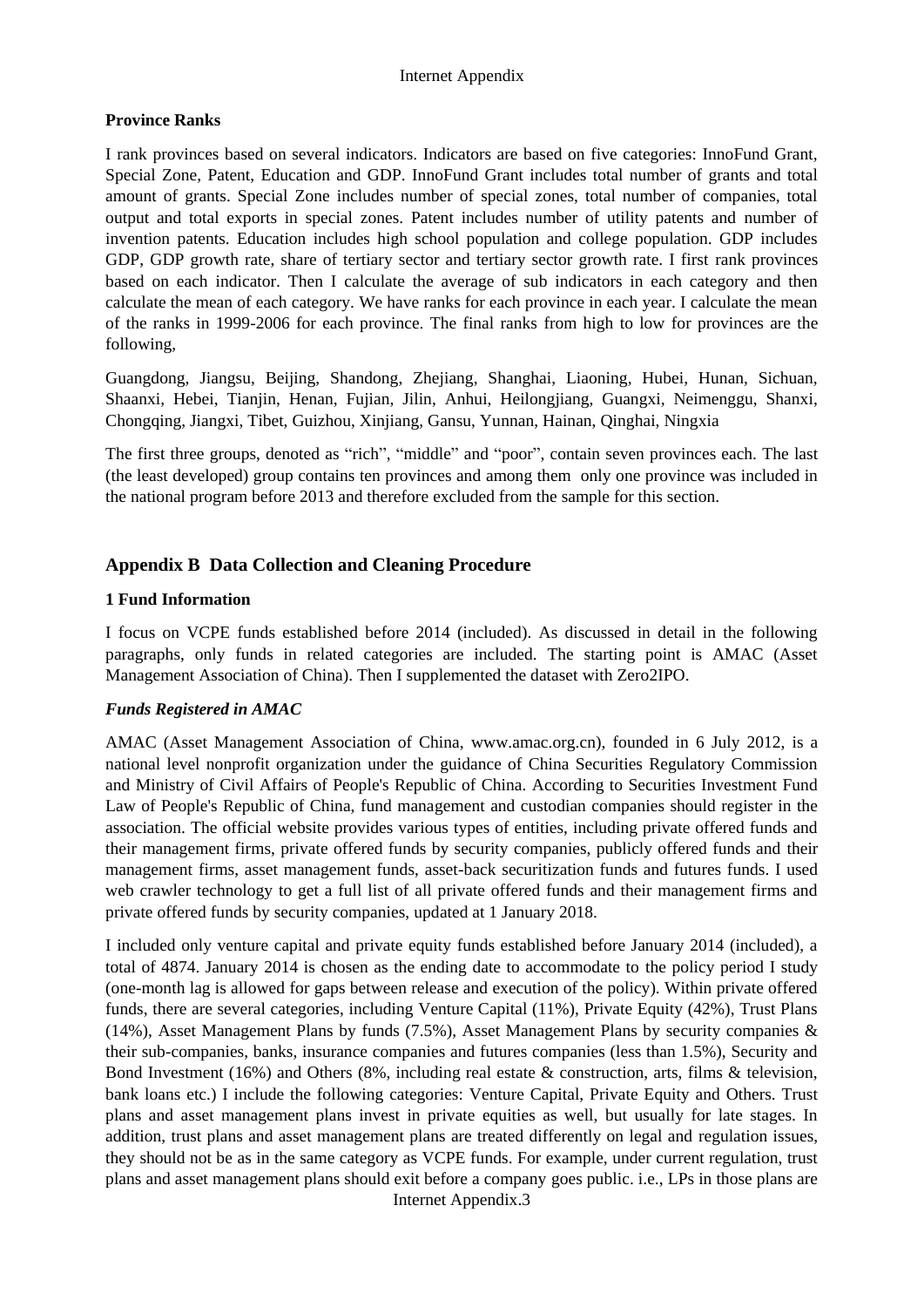**Province Ranks**

I rank provinces based on several indicators. Indicators are based on five categories: InnoFund Grant, Special Zone, Patent, Education and GDP. InnoFund Grant includes total number of grants and total amount of grants. Special Zone includes number of special zones, total number of companies, total output and total exports in special zones. Patent includes number of utility patents and number of invention patents. Education includes high school population and college population. GDP includes GDP, GDP growth rate, share of tertiary sector and tertiary sector growth rate. I first rank provinces based on each indicator. Then I calculate the average of sub indicators in each category and then calculate the mean of each category. We have ranks for each province in each year. I calculate the mean of the ranks in 1999-2006 for each province. The final ranks from high to low for provinces are the following,

Guangdong, Jiangsu, Beijing, Shandong, Zhejiang, Shanghai, Liaoning, Hubei, Hunan, Sichuan, Shaanxi, Hebei, Tianjin, Henan, Fujian, Jilin, Anhui, Heilongjiang, Guangxi, Neimenggu, Shanxi, Chongqing, Jiangxi, Tibet, Guizhou, Xinjiang, Gansu, Yunnan, Hainan, Qinghai, Ningxia

The first three groups, denoted as "rich", "middle" and "poor", contain seven provinces each. The last (the least developed) group contains ten provinces and among them only one province was included in the national program before 2013 and therefore excluded from the sample for this section.

## Appendix B Data Collection and Cleaning Procedure

### 1 Fund Information

I focus on VCPE funds established before 2014 (included). As discussed in detail in the following paragraphs, only funds in related categories are included. The starting point is AMAC (Asset Management Association of China). Then I supplemented the dataset with Zero2IPO.

***Funds Registered in AMAC***

AMAC (Asset Management Association of China, www.amac.org.cn), founded in 6 July 2012, is a national level nonprofit organization under the guidance of China Securities Regulatory Commission and Ministry of Civil Affairs of People's Republic of China. According to Securities Investment Fund Law of People's Republic of China, fund management and custodian companies should register in the association. The official website provides various types of entities, including private offered funds and their management firms, private offered funds by security companies, publicly offered funds and their management firms, asset management funds, asset-back securitization funds and futures funds. I used web crawler technology to get a full list of all private offered funds and their management firms and private offered funds by security companies, updated at 1 January 2018.

I included only venture capital and private equity funds established before January 2014 (included), a total of 4874. January 2014 is chosen as the ending date to accommodate to the policy period I study (one-month lag is allowed for gaps between release and execution of the policy). Within private offered funds, there are several categories, including Venture Capital (11%), Private Equity (42%), Trust Plans (14%), Asset Management Plans by funds (7.5%), Asset Management Plans by security companies & their sub-companies, banks, insurance companies and futures companies (less than 1.5%), Security and Bond Investment (16%) and Others (8%, including real estate & construction, arts, films & television, bank loans etc.) I include the following categories: Venture Capital, Private Equity and Others. Trust plans and asset management plans invest in private equities as well, but usually for late stages. In addition, trust plans and asset management plans are treated differently on legal and regulation issues, they should not be as in the same category as VCPE funds. For example, under current regulation, trust plans and asset management plans should exit before a company goes public. i.e., LPs in those plans are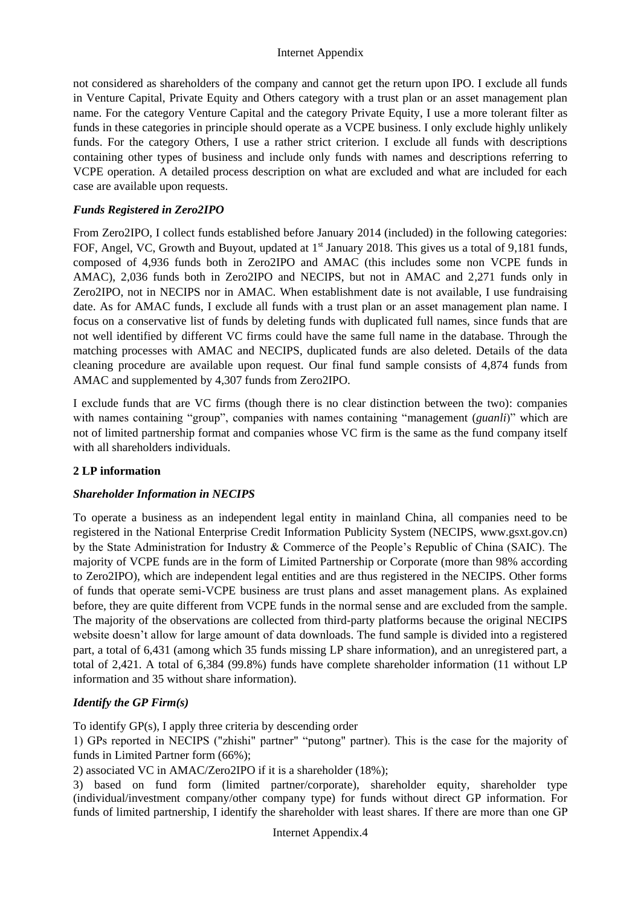not considered as shareholders of the company and cannot get the return upon IPO. I exclude all funds in Venture Capital, Private Equity and Others category with a trust plan or an asset management plan name. For the category Venture Capital and the category Private Equity, I use a more tolerant filter as funds in these categories in principle should operate as a VCPE business. I only exclude highly unlikely funds. For the category Others, I use a rather strict criterion. I exclude all funds with descriptions containing other types of business and include only funds with names and descriptions referring to VCPE operation. A detailed process description on what are excluded and what are included for each case are available upon requests.

### *Funds Registered in Zero2IPO*

From Zero2IPO, I collect funds established before January 2014 (included) in the following categories: FOF, Angel, VC, Growth and Buyout, updated at 1st January 2018. This gives us a total of 9,181 funds, composed of 4,936 funds both in Zero2IPO and AMAC (this includes some non VCPE funds in AMAC), 2,036 funds both in Zero2IPO and NECIPS, but not in AMAC and 2,271 funds only in Zero2IPO, not in NECIPS nor in AMAC. When establishment date is not available, I use fundraising date. As for AMAC funds, I exclude all funds with a trust plan or an asset management plan name. I focus on a conservative list of funds by deleting funds with duplicated full names, since funds that are not well identified by different VC firms could have the same full name in the database. Through the matching processes with AMAC and NECIPS, duplicated funds are also deleted. Details of the data cleaning procedure are available upon request. Our final fund sample consists of 4,874 funds from AMAC and supplemented by 4,307 funds from Zero2IPO.

I exclude funds that are VC firms (though there is no clear distinction between the two): companies with names containing "group", companies with names containing "management (*guanli*)" which are not of limited partnership format and companies whose VC firm is the same as the fund company itself with all shareholders individuals.

## 2 LP information

### *Shareholder Information in NECIPS*

To operate a business as an independent legal entity in mainland China, all companies need to be registered in the National Enterprise Credit Information Publicity System (NECIPS, www.gsxt.gov.cn) by the State Administration for Industry & Commerce of the People's Republic of China (SAIC). The majority of VCPE funds are in the form of Limited Partnership or Corporate (more than 98% according to Zero2IPO), which are independent legal entities and are thus registered in the NECIPS. Other forms of funds that operate semi-VCPE business are trust plans and asset management plans. As explained before, they are quite different from VCPE funds in the normal sense and are excluded from the sample. The majority of the observations are collected from third-party platforms because the original NECIPS website doesn't allow for large amount of data downloads. The fund sample is divided into a registered part, a total of 6,431 (among which 35 funds missing LP share information), and an unregistered part, a total of 2,421. A total of 6,384 (99.8%) funds have complete shareholder information (11 without LP information and 35 without share information).

### *Identify the GP Firm(s)*

To identify GP(s), I apply three criteria by descending order

1) GPs reported in NECIPS ("zhishi" partner" "putong" partner). This is the case for the majority of funds in Limited Partner form (66%);

2) associated VC in AMAC/Zero2IPO if it is a shareholder (18%);

3) based on fund form (limited partner/corporate), shareholder equity, shareholder type (individual/investment company/other company type) for funds without direct GP information. For funds of limited partnership, I identify the shareholder with least shares. If there are more than one GP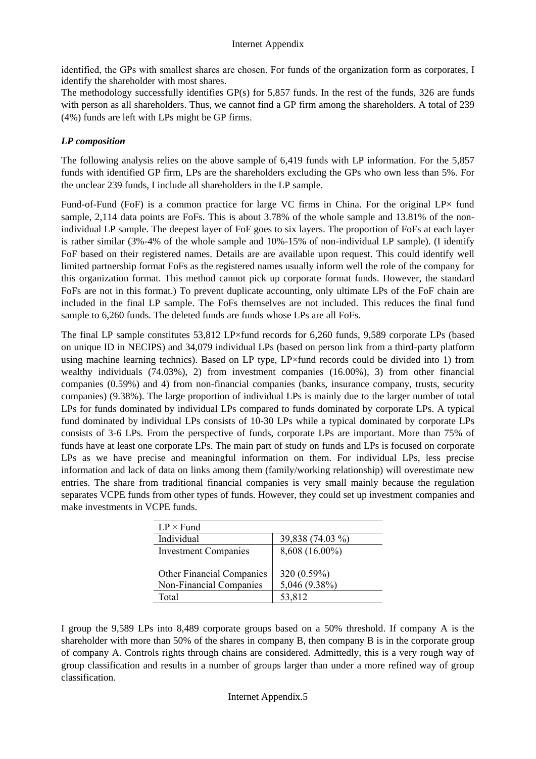identified, the GPs with smallest shares are chosen. For funds of the organization form as corporates, I identify the shareholder with most shares.

The methodology successfully identifies GP(s) for 5,857 funds. In the rest of the funds, 326 are funds with person as all shareholders. Thus, we cannot find a GP firm among the shareholders. A total of 239 (4%) funds are left with LPs might be GP firms.

### *LP composition*

The following analysis relies on the above sample of 6,419 funds with LP information. For the 5,857 funds with identified GP firm, LPs are the shareholders excluding the GPs who own less than 5%. For the unclear 239 funds, I include all shareholders in the LP sample.

Fund-of-Fund (FoF) is a common practice for large VC firms in China. For the original LP× fund sample, 2,114 data points are FoFs. This is about 3.78% of the whole sample and 13.81% of the non-individual LP sample. The deepest layer of FoF goes to six layers. The proportion of FoFs at each layer is rather similar (3%-4% of the whole sample and 10%-15% of non-individual LP sample). (I identify FoF based on their registered names. Details are are available upon request. This could identify well limited partnership format FoFs as the registered names usually inform well the role of the company for this organization format. This method cannot pick up corporate format funds. However, the standard FoFs are not in this format.) To prevent duplicate accounting, only ultimate LPs of the FoF chain are included in the final LP sample. The FoFs themselves are not included. This reduces the final fund sample to 6,260 funds. The deleted funds are funds whose LPs are all FoFs.

The final LP sample constitutes 53,812 LP×fund records for 6,260 funds, 9,589 corporate LPs (based on unique ID in NECIPS) and 34,079 individual LPs (based on person link from a third-party platform using machine learning technics). Based on LP type, LP×fund records could be divided into 1) from wealthy individuals (74.03%), 2) from investment companies (16.00%), 3) from other financial companies (0.59%) and 4) from non-financial companies (banks, insurance company, trusts, security companies) (9.38%). The large proportion of individual LPs is mainly due to the larger number of total LPs for funds dominated by individual LPs compared to funds dominated by corporate LPs. A typical fund dominated by individual LPs consists of 10-30 LPs while a typical dominated by corporate LPs consists of 3-6 LPs. From the perspective of funds, corporate LPs are important. More than 75% of funds have at least one corporate LPs. The main part of study on funds and LPs is focused on corporate LPs as we have precise and meaningful information on them. For individual LPs, less precise information and lack of data on links among them (family/working relationship) will overestimate new entries. The share from traditional financial companies is very small mainly because the regulation separates VCPE funds from other types of funds. However, they could set up investment companies and make investments in VCPE funds.

| LP × Fund | |
|---|---|
| Individual | 39,838 (74.03 %) |
| Investment Companies | 8,608 (16.00%) |
| Other Financial Companies | 320 (0.59%) |
| Non-Financial Companies | 5,046 (9.38%) |
| Total | 53,812 |

I group the 9,589 LPs into 8,489 corporate groups based on a 50% threshold. If company A is the shareholder with more than 50% of the shares in company B, then company B is in the corporate group of company A. Controls rights through chains are considered. Admittedly, this is a very rough way of group classification and results in a number of groups larger than under a more refined way of group classification.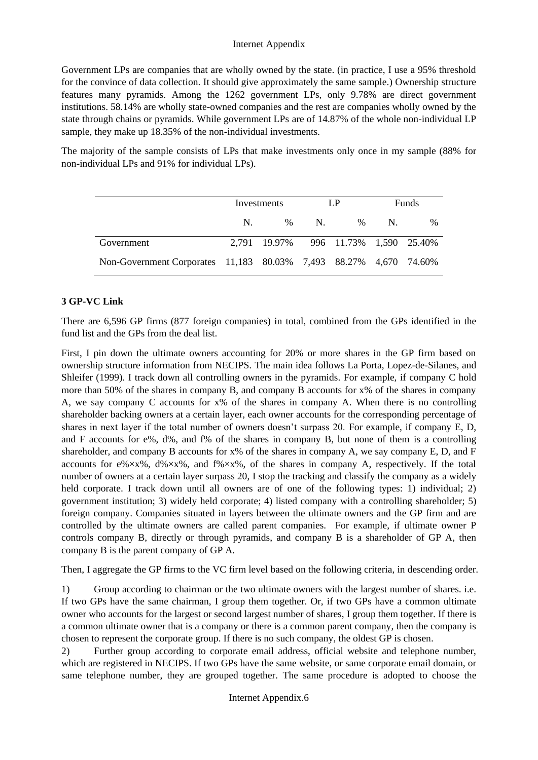Government LPs are companies that are wholly owned by the state. (in practice, I use a 95% threshold for the convince of data collection. It should give approximately the same sample.) Ownership structure features many pyramids. Among the 1262 government LPs, only 9.78% are direct government institutions. 58.14% are wholly state-owned companies and the rest are companies wholly owned by the state through chains or pyramids. While government LPs are of 14.87% of the whole non-individual LP sample, they make up 18.35% of the non-individual investments.

The majority of the sample consists of LPs that make investments only once in my sample (88% for non-individual LPs and 91% for individual LPs).

| | Investments | | LP | | Funds | |
|---|---|---|---|---|---|---|
| | N. | % | N. | % | N. | % |
| Government | 2,791 | 19.97% | 996 | 11.73% | 1,590 | 25.40% |
| Non-Government Corporates | 11,183 | 80.03% | 7,493 | 88.27% | 4,670 | 74.60% |

### 3 GP-VC Link

There are 6,596 GP firms (877 foreign companies) in total, combined from the GPs identified in the fund list and the GPs from the deal list.

First, I pin down the ultimate owners accounting for 20% or more shares in the GP firm based on ownership structure information from NECIPS. The main idea follows La Porta, Lopez-de-Silanes, and Shleifer (1999). I track down all controlling owners in the pyramids. For example, if company C hold more than 50% of the shares in company B, and company B accounts for x% of the shares in company A, we say company C accounts for x% of the shares in company A. When there is no controlling shareholder backing owners at a certain layer, each owner accounts for the corresponding percentage of shares in next layer if the total number of owners doesn't surpass 20. For example, if company E, D, and F accounts for e%, d%, and f% of the shares in company B, but none of them is a controlling shareholder, and company B accounts for x% of the shares in company A, we say company E, D, and F accounts for e%×x%, d%×x%, and f%×x%, of the shares in company A, respectively. If the total number of owners at a certain layer surpass 20, I stop the tracking and classify the company as a widely held corporate. I track down until all owners are of one of the following types: 1) individual; 2) government institution; 3) widely held corporate; 4) listed company with a controlling shareholder; 5) foreign company. Companies situated in layers between the ultimate owners and the GP firm and are controlled by the ultimate owners are called parent companies. For example, if ultimate owner P controls company B, directly or through pyramids, and company B is a shareholder of GP A, then company B is the parent company of GP A.

Then, I aggregate the GP firms to the VC firm level based on the following criteria, in descending order.

1) Group according to chairman or the two ultimate owners with the largest number of shares. i.e. If two GPs have the same chairman, I group them together. Or, if two GPs have a common ultimate owner who accounts for the largest or second largest number of shares, I group them together. If there is a common ultimate owner that is a company or there is a common parent company, then the company is chosen to represent the corporate group. If there is no such company, the oldest GP is chosen.

2) Further group according to corporate email address, official website and telephone number, which are registered in NECIPS. If two GPs have the same website, or same corporate email domain, or same telephone number, they are grouped together. The same procedure is adopted to choose the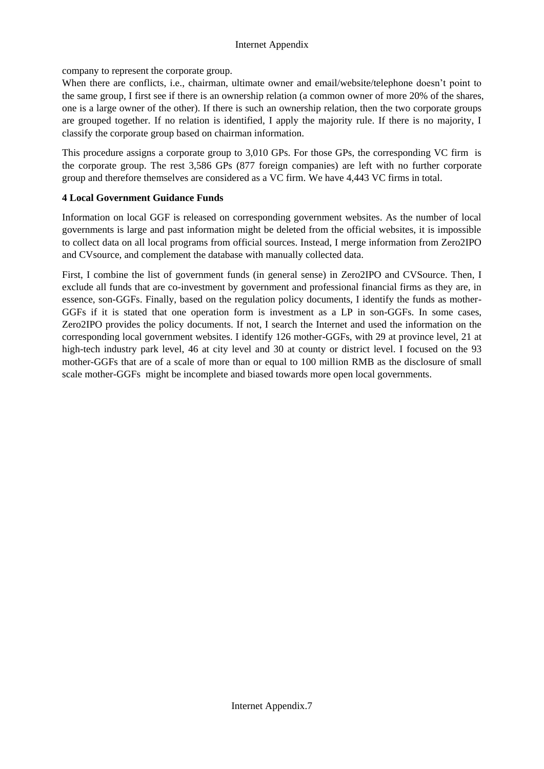company to represent the corporate group.
When there are conflicts, i.e., chairman, ultimate owner and email/website/telephone doesn't point to the same group, I first see if there is an ownership relation (a common owner of more 20% of the shares, one is a large owner of the other). If there is such an ownership relation, then the two corporate groups are grouped together. If no relation is identified, I apply the majority rule. If there is no majority, I classify the corporate group based on chairman information.

This procedure assigns a corporate group to 3,010 GPs. For those GPs, the corresponding VC firm is the corporate group. The rest 3,586 GPs (877 foreign companies) are left with no further corporate group and therefore themselves are considered as a VC firm. We have 4,443 VC firms in total.

**4 Local Government Guidance Funds**

Information on local GGF is released on corresponding government websites. As the number of local governments is large and past information might be deleted from the official websites, it is impossible to collect data on all local programs from official sources. Instead, I merge information from Zero2IPO and CVsource, and complement the database with manually collected data.

First, I combine the list of government funds (in general sense) in Zero2IPO and CVSource. Then, I exclude all funds that are co-investment by government and professional financial firms as they are, in essence, son-GGFs. Finally, based on the regulation policy documents, I identify the funds as mother-GGFs if it is stated that one operation form is investment as a LP in son-GGFs. In some cases, Zero2IPO provides the policy documents. If not, I search the Internet and used the information on the corresponding local government websites. I identify 126 mother-GGFs, with 29 at province level, 21 at high-tech industry park level, 46 at city level and 30 at county or district level. I focused on the 93 mother-GGFs that are of a scale of more than or equal to 100 million RMB as the disclosure of small scale mother-GGFs might be incomplete and biased towards more open local governments.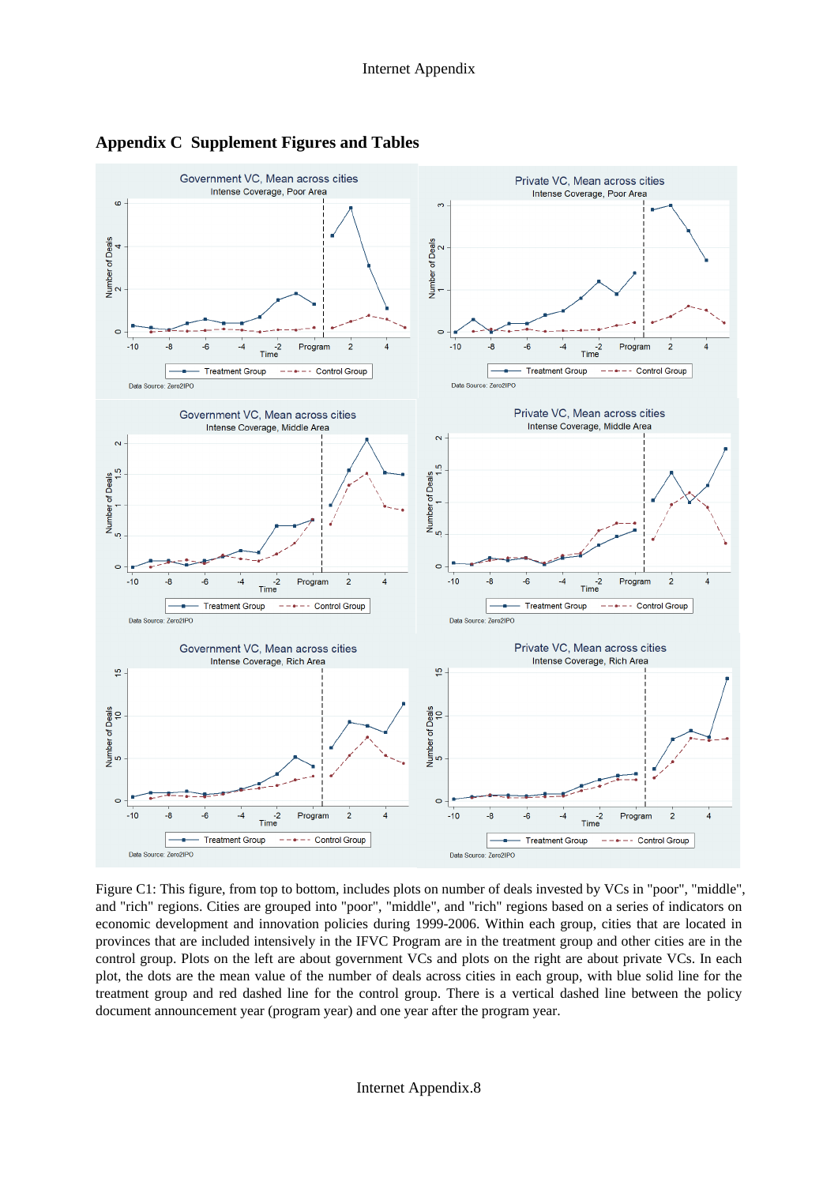## Appendix C  Supplement Figures and Tables

Figure C1: This figure, from top to bottom, includes plots on number of deals invested by VCs in "poor", "middle", and "rich" regions. Cities are grouped into "poor", "middle", and "rich" regions based on a series of indicators on economic development and innovation policies during 1999-2006. Within each group, cities that are located in provinces that are included intensively in the IFVC Program are in the treatment group and other cities are in the control group. Plots on the left are about government VCs and plots on the right are about private VCs. In each plot, the dots are the mean value of the number of deals across cities in each group, with blue solid line for the treatment group and red dashed line for the control group. There is a vertical dashed line between the policy document announcement year (program year) and one year after the program year.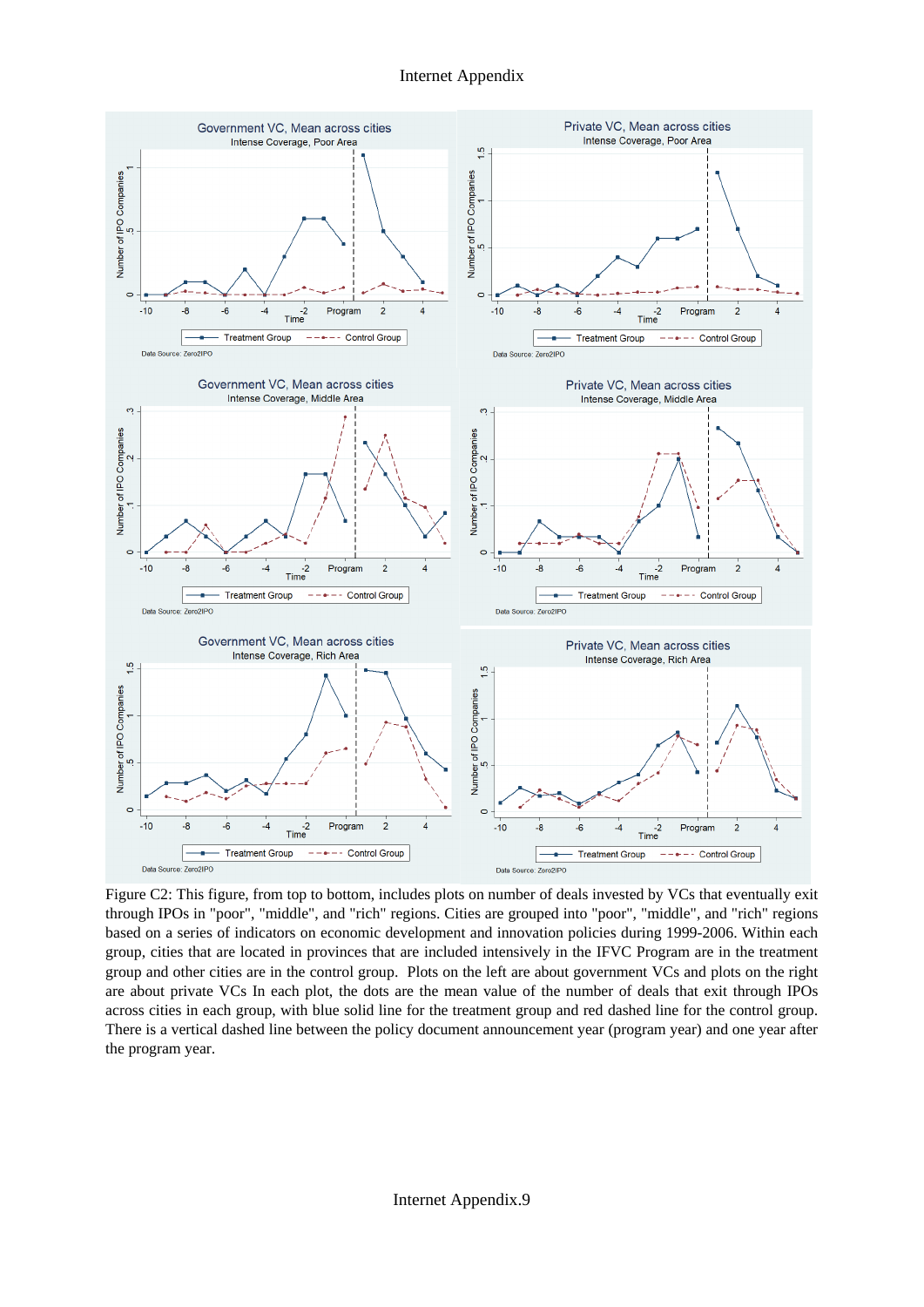Figure C2: This figure, from top to bottom, includes plots on number of deals invested by VCs that eventually exit through IPOs in "poor", "middle", and "rich" regions. Cities are grouped into "poor", "middle", and "rich" regions based on a series of indicators on economic development and innovation policies during 1999-2006. Within each group, cities that are located in provinces that are included intensively in the IFVC Program are in the treatment group and other cities are in the control group. Plots on the left are about government VCs and plots on the right are about private VCs In each plot, the dots are the mean value of the number of deals that exit through IPOs across cities in each group, with blue solid line for the treatment group and red dashed line for the control group. There is a vertical dashed line between the policy document announcement year (program year) and one year after the program year.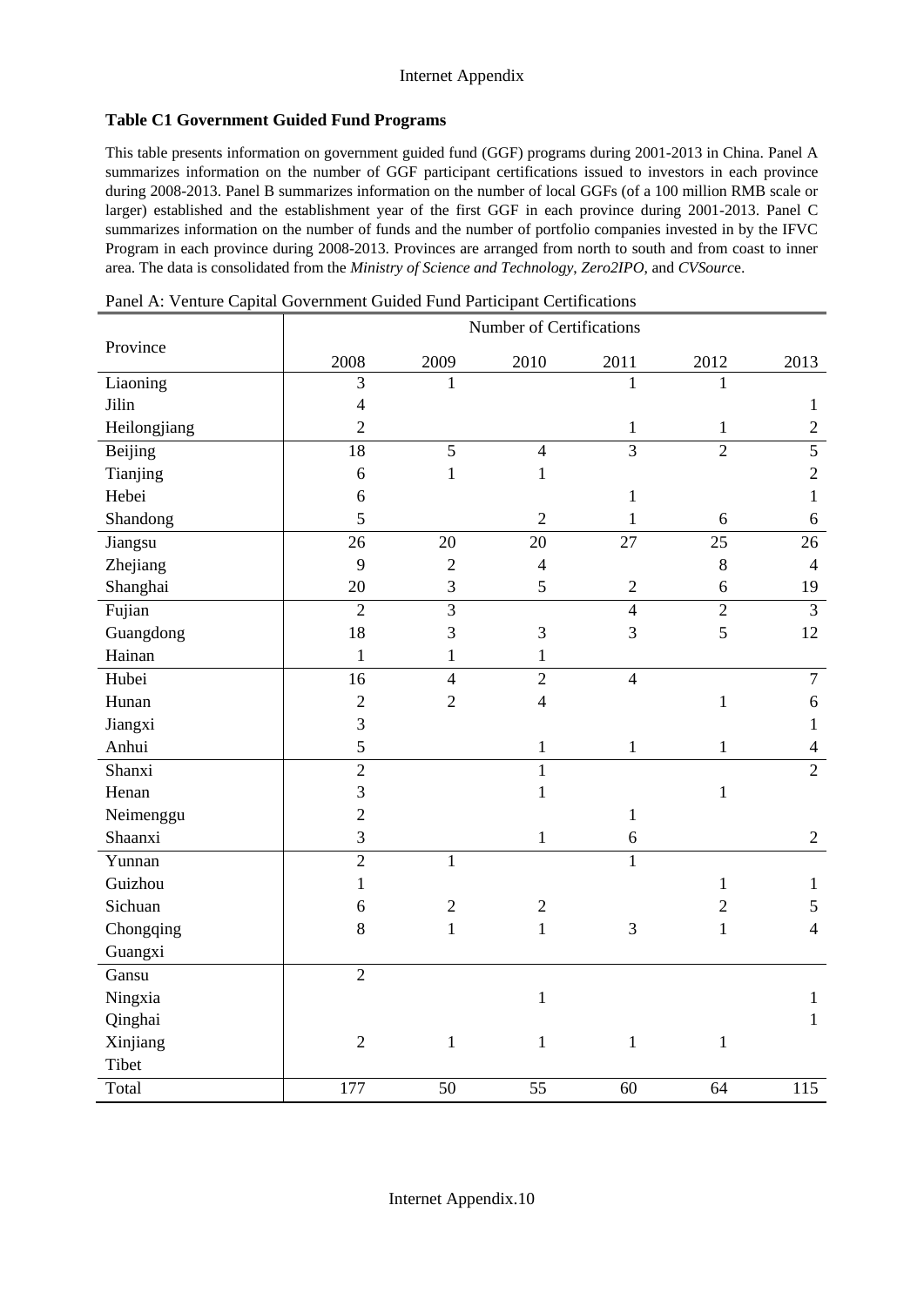**Table C1 Government Guided Fund Programs**

This table presents information on government guided fund (GGF) programs during 2001-2013 in China. Panel A summarizes information on the number of GGF participant certifications issued to investors in each province during 2008-2013. Panel B summarizes information on the number of local GGFs (of a 100 million RMB scale or larger) established and the establishment year of the first GGF in each province during 2001-2013. Panel C summarizes information on the number of funds and the number of portfolio companies invested in by the IFVC Program in each province during 2008-2013. Provinces are arranged from north to south and from coast to inner area. The data is consolidated from the *Ministry of Science and Technology*, *Zero2IPO*, and *CVSource*.

Panel A: Venture Capital Government Guided Fund Participant Certifications

| Province | Number of Certifications | | | | | |
|---|---|---|---|---|---|---|
| | 2008 | 2009 | 2010 | 2011 | 2012 | 2013 |
| Liaoning | 3 | 1 | | 1 | 1 | |
| Jilin | 4 | | | | | 1 |
| Heilongjiang | 2 | | | 1 | 1 | 2 |
| Beijing | 18 | 5 | 4 | 3 | 2 | 5 |
| Tianjing | 6 | 1 | 1 | | | 2 |
| Hebei | 6 | | | 1 | | 1 |
| Shandong | 5 | | 2 | 1 | 6 | 6 |
| Jiangsu | 26 | 20 | 20 | 27 | 25 | 26 |
| Zhejiang | 9 | 2 | 4 | | 8 | 4 |
| Shanghai | 20 | 3 | 5 | 2 | 6 | 19 |
| Fujian | 2 | 3 | | 4 | 2 | 3 |
| Guangdong | 18 | 3 | 3 | 3 | 5 | 12 |
| Hainan | 1 | 1 | 1 | | | |
| Hubei | 16 | 4 | 2 | 4 | | 7 |
| Hunan | 2 | 2 | 4 | | 1 | 6 |
| Jiangxi | 3 | | | | | 1 |
| Anhui | 5 | | 1 | 1 | 1 | 4 |
| Shanxi | 2 | | 1 | | | 2 |
| Henan | 3 | | 1 | | 1 | |
| Neimenggu | 2 | | | 1 | | |
| Shaanxi | 3 | | 1 | 6 | | 2 |
| Yunnan | 2 | 1 | | 1 | | |
| Guizhou | 1 | | | | 1 | 1 |
| Sichuan | 6 | 2 | 2 | | 2 | 5 |
| Chongqing | 8 | 1 | 1 | 3 | 1 | 4 |
| Guangxi | | | | | | |
| Gansu | 2 | | | | | |
| Ningxia | | | 1 | | | 1 |
| Qinghai | | | | | | 1 |
| Xinjiang | 2 | 1 | 1 | 1 | 1 | |
| Tibet | | | | | | |
| Total | 177 | 50 | 55 | 60 | 64 | 115 |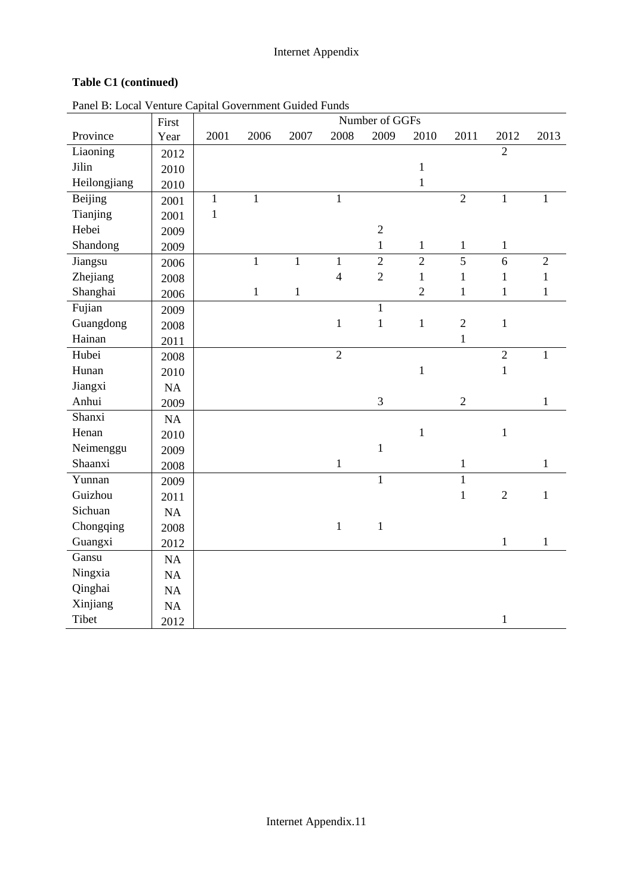**Table C1 (continued)**

Panel B: Local Venture Capital Government Guided Funds

| Province | First Year | Number of GGFs | | | | | | | | |
|---|---|---|---|---|---|---|---|---|---|---|
| | | 2001 | 2006 | 2007 | 2008 | 2009 | 2010 | 2011 | 2012 | 2013 |
| Liaoning | 2012 | | | | | | | | 2 | |
| Jilin | 2010 | | | | | | 1 | | | |
| Heilongjiang | 2010 | | | | | | 1 | | | |
| Beijing | 2001 | 1 | 1 | | 1 | | | 2 | 1 | 1 |
| Tianjing | 2001 | 1 | | | | | | | | |
| Hebei | 2009 | | | | | 2 | | | | |
| Shandong | 2009 | | | | | 1 | 1 | 1 | 1 | |
| Jiangsu | 2006 | | 1 | 1 | 1 | 2 | 2 | 5 | 6 | 2 |
| Zhejiang | 2008 | | | | 4 | 2 | 1 | 1 | 1 | 1 |
| Shanghai | 2006 | | 1 | 1 | | | 2 | 1 | 1 | 1 |
| Fujian | 2009 | | | | | 1 | | | | |
| Guangdong | 2008 | | | | 1 | 1 | 1 | 2 | 1 | |
| Hainan | 2011 | | | | | | | 1 | | |
| Hubei | 2008 | | | | 2 | | | | 2 | 1 |
| Hunan | 2010 | | | | | | 1 | | 1 | |
| Jiangxi | NA | | | | | | | | | |
| Anhui | 2009 | | | | | 3 | | 2 | | 1 |
| Shanxi | NA | | | | | | | | | |
| Henan | 2010 | | | | | | 1 | | 1 | |
| Neimenggu | 2009 | | | | | 1 | | | | |
| Shaanxi | 2008 | | | | 1 | | | 1 | | 1 |
| Yunnan | 2009 | | | | | 1 | | 1 | | |
| Guizhou | 2011 | | | | | | | 1 | 2 | 1 |
| Sichuan | NA | | | | | | | | | |
| Chongqing | 2008 | | | | 1 | 1 | | | | |
| Guangxi | 2012 | | | | | | | | 1 | 1 |
| Gansu | NA | | | | | | | | | |
| Ningxia | NA | | | | | | | | | |
| Qinghai | NA | | | | | | | | | |
| Xinjiang | NA | | | | | | | | | |
| Tibet | 2012 | | | | | | | | 1 | |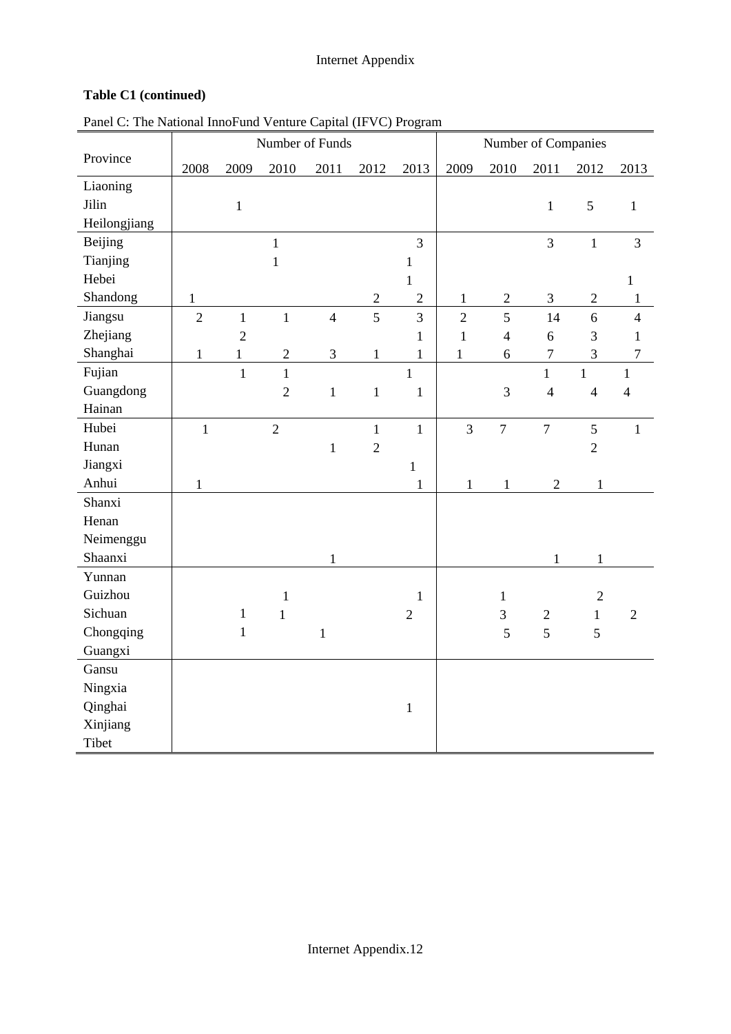**Table C1 (continued)**

Panel C: The National InnoFund Venture Capital (IFVC) Program

| Province | Number of Funds | | | | | | Number of Companies | | | | |
|---|---|---|---|---|---|---|---|---|---|---|---|
| | 2008 | 2009 | 2010 | 2011 | 2012 | 2013 | 2009 | 2010 | 2011 | 2012 | 2013 |
| Liaoning | | | | | | | | | | | |
| Jilin | | 1 | | | | | | | 1 | 5 | 1 |
| Heilongjiang | | | | | | | | | | | |
| Beijing | | | 1 | | | 3 | | | 3 | 1 | 3 |
| Tianjing | | | 1 | | | 1 | | | | | |
| Hebei | | | | | | 1 | | | | | 1 |
| Shandong | 1 | | | | 2 | 2 | 1 | 2 | 3 | 2 | 1 |
| Jiangsu | 2 | 1 | 1 | 4 | 5 | 3 | 2 | 5 | 14 | 6 | 4 |
| Zhejiang | | 2 | | | | 1 | 1 | 4 | 6 | 3 | 1 |
| Shanghai | 1 | 1 | 2 | 3 | 1 | 1 | 1 | 6 | 7 | 3 | 7 |
| Fujian | | 1 | 1 | | | 1 | | | 1 | 1 | 1 |
| Guangdong | | | 2 | 1 | 1 | 1 | | 3 | 4 | 4 | 4 |
| Hainan | | | | | | | | | | | |
| Hubei | 1 | | 2 | | 1 | 1 | 3 | 7 | 7 | 5 | 1 |
| Hunan | | | | 1 | 2 | | | | | 2 | |
| Jiangxi | | | | | | 1 | | | | | |
| Anhui | 1 | | | | | 1 | 1 | 1 | 2 | 1 | |
| Shanxi | | | | | | | | | | | |
| Henan | | | | | | | | | | | |
| Neimenggu | | | | | | | | | | | |
| Shaanxi | | | | 1 | | | | | 1 | 1 | |
| Yunnan | | | | | | | | | | | |
| Guizhou | | | 1 | | | 1 | | 1 | | 2 | |
| Sichuan | | 1 | 1 | | | 2 | | 3 | 2 | 1 | 2 |
| Chongqing | | 1 | | 1 | | | | 5 | 5 | 5 | |
| Guangxi | | | | | | | | | | | |
| Gansu | | | | | | | | | | | |
| Ningxia | | | | | | | | | | | |
| Qinghai | | | | | | 1 | | | | | |
| Xinjiang | | | | | | | | | | | |
| Tibet | | | | | | | | | | | |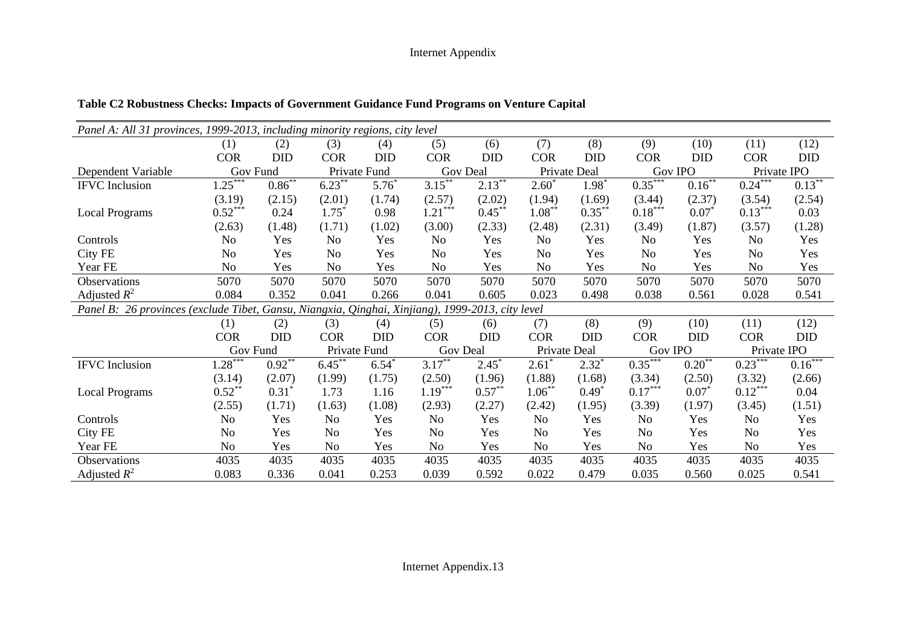**Table C2 Robustness Checks: Impacts of Government Guidance Fund Programs on Venture Capital**

| *Panel A: All 31 provinces, 1999-2013, including minority regions, city level* | | | | | | | | | | | | |
|---|---|---|---|---|---|---|---|---|---|---|---|---|
| | (1) | (2) | (3) | (4) | (5) | (6) | (7) | (8) | (9) | (10) | (11) | (12) |
| | COR | DID | COR | DID | COR | DID | COR | DID | COR | DID | COR | DID |
| Dependent Variable | Gov Fund | | Private Fund | | Gov Deal | | Private Deal | | Gov IPO | | Private IPO | |
| IFVC Inclusion | 1.25*** | 0.86** | 6.23** | 5.76* | 3.15** | 2.13** | 2.60* | 1.98* | 0.35*** | 0.16** | 0.24*** | 0.13** |
| | (3.19) | (2.15) | (2.01) | (1.74) | (2.57) | (2.02) | (1.94) | (1.69) | (3.44) | (2.37) | (3.54) | (2.54) |
| Local Programs | 0.52*** | 0.24 | 1.75* | 0.98 | 1.21*** | 0.45** | 1.08** | 0.35** | 0.18*** | 0.07* | 0.13*** | 0.03 |
| | (2.63) | (1.48) | (1.71) | (1.02) | (3.00) | (2.33) | (2.48) | (2.31) | (3.49) | (1.87) | (3.57) | (1.28) |
| Controls | No | Yes | No | Yes | No | Yes | No | Yes | No | Yes | No | Yes |
| City FE | No | Yes | No | Yes | No | Yes | No | Yes | No | Yes | No | Yes |
| Year FE | No | Yes | No | Yes | No | Yes | No | Yes | No | Yes | No | Yes |
| Observations | 5070 | 5070 | 5070 | 5070 | 5070 | 5070 | 5070 | 5070 | 5070 | 5070 | 5070 | 5070 |
| Adjusted $R^2$ | 0.084 | 0.352 | 0.041 | 0.266 | 0.041 | 0.605 | 0.023 | 0.498 | 0.038 | 0.561 | 0.028 | 0.541 |
| *Panel B: 26 provinces (exclude Tibet, Gansu, Niangxia, Qinghai, Xinjiang), 1999-2013, city level* | | | | | | | | | | | | |
| | (1) | (2) | (3) | (4) | (5) | (6) | (7) | (8) | (9) | (10) | (11) | (12) |
| | COR | DID | COR | DID | COR | DID | COR | DID | COR | DID | COR | DID |
| | Gov Fund | | Private Fund | | Gov Deal | | Private Deal | | Gov IPO | | Private IPO | |
| IFVC Inclusion | 1.28*** | 0.92** | 6.45** | 6.54* | 3.17** | 2.45* | 2.61* | 2.32* | 0.35*** | 0.20** | 0.23*** | 0.16*** |
| | (3.14) | (2.07) | (1.99) | (1.75) | (2.50) | (1.96) | (1.88) | (1.68) | (3.34) | (2.50) | (3.32) | (2.66) |
| Local Programs | 0.52** | 0.31* | 1.73 | 1.16 | 1.19*** | 0.57** | 1.06** | 0.49* | 0.17*** | 0.07* | 0.12*** | 0.04 |
| | (2.55) | (1.71) | (1.63) | (1.08) | (2.93) | (2.27) | (2.42) | (1.95) | (3.39) | (1.97) | (3.45) | (1.51) |
| Controls | No | Yes | No | Yes | No | Yes | No | Yes | No | Yes | No | Yes |
| City FE | No | Yes | No | Yes | No | Yes | No | Yes | No | Yes | No | Yes |
| Year FE | No | Yes | No | Yes | No | Yes | No | Yes | No | Yes | No | Yes |
| Observations | 4035 | 4035 | 4035 | 4035 | 4035 | 4035 | 4035 | 4035 | 4035 | 4035 | 4035 | 4035 |
| Adjusted $R^2$ | 0.083 | 0.336 | 0.041 | 0.253 | 0.039 | 0.592 | 0.022 | 0.479 | 0.035 | 0.560 | 0.025 | 0.541 |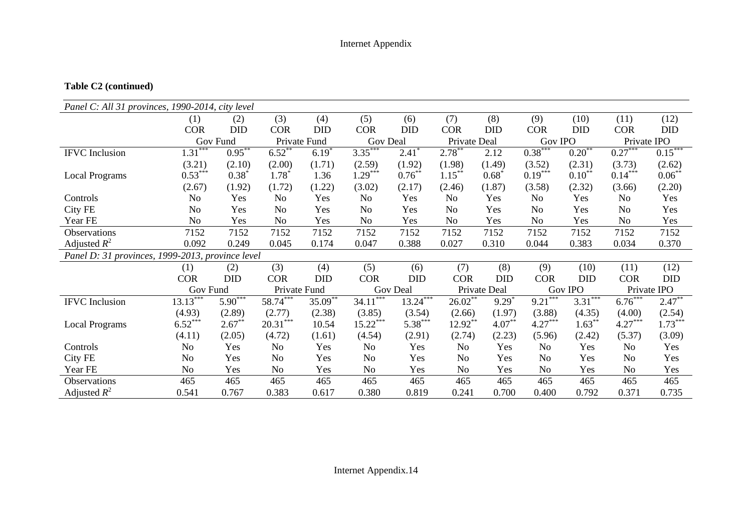**Table C2 (continued)**

| *Panel C: All 31 provinces, 1990-2014, city level* | | | | | | | | | | | | |
|---|---|---|---|---|---|---|---|---|---|---|---|---|
| | (1) | (2) | (3) | (4) | (5) | (6) | (7) | (8) | (9) | (10) | (11) | (12) |
| | COR | DID | COR | DID | COR | DID | COR | DID | COR | DID | COR | DID |
| | Gov Fund | | Private Fund | | Gov Deal | | Private Deal | | Gov IPO | | Private IPO | |
| IFVC Inclusion | 1.31*** | 0.95** | 6.52** | 6.19* | 3.35*** | 2.41* | 2.78** | 2.12 | 0.38*** | 0.20** | 0.27*** | 0.15*** |
| | (3.21) | (2.10) | (2.00) | (1.71) | (2.59) | (1.92) | (1.98) | (1.49) | (3.52) | (2.31) | (3.73) | (2.62) |
| Local Programs | 0.53*** | 0.38* | 1.78* | 1.36 | 1.29*** | 0.76** | 1.15** | 0.68* | 0.19*** | 0.10** | 0.14*** | 0.06** |
| | (2.67) | (1.92) | (1.72) | (1.22) | (3.02) | (2.17) | (2.46) | (1.87) | (3.58) | (2.32) | (3.66) | (2.20) |
| Controls | No | Yes | No | Yes | No | Yes | No | Yes | No | Yes | No | Yes |
| City FE | No | Yes | No | Yes | No | Yes | No | Yes | No | Yes | No | Yes |
| Year FE | No | Yes | No | Yes | No | Yes | No | Yes | No | Yes | No | Yes |
| Observations | 7152 | 7152 | 7152 | 7152 | 7152 | 7152 | 7152 | 7152 | 7152 | 7152 | 7152 | 7152 |
| Adjusted $R^2$ | 0.092 | 0.249 | 0.045 | 0.174 | 0.047 | 0.388 | 0.027 | 0.310 | 0.044 | 0.383 | 0.034 | 0.370 |
| *Panel D: 31 provinces, 1999-2013, province level* | | | | | | | | | | | | |
| | (1) | (2) | (3) | (4) | (5) | (6) | (7) | (8) | (9) | (10) | (11) | (12) |
| | COR | DID | COR | DID | COR | DID | COR | DID | COR | DID | COR | DID |
| | Gov Fund | | Private Fund | | Gov Deal | | Private Deal | | Gov IPO | | Private IPO | |
| IFVC Inclusion | 13.13*** | 5.90*** | 58.74*** | 35.09** | 34.11*** | 13.24*** | 26.02** | 9.29* | 9.21*** | 3.31*** | 6.76*** | 2.47** |
| | (4.93) | (2.89) | (2.77) | (2.38) | (3.85) | (3.54) | (2.66) | (1.97) | (3.88) | (4.35) | (4.00) | (2.54) |
| Local Programs | 6.52*** | 2.67** | 20.31*** | 10.54 | 15.22*** | 5.38*** | 12.92** | 4.07** | 4.27*** | 1.63** | 4.27*** | 1.73*** |
| | (4.11) | (2.05) | (4.72) | (1.61) | (4.54) | (2.91) | (2.74) | (2.23) | (5.96) | (2.42) | (5.37) | (3.09) |
| Controls | No | Yes | No | Yes | No | Yes | No | Yes | No | Yes | No | Yes |
| City FE | No | Yes | No | Yes | No | Yes | No | Yes | No | Yes | No | Yes |
| Year FE | No | Yes | No | Yes | No | Yes | No | Yes | No | Yes | No | Yes |
| Observations | 465 | 465 | 465 | 465 | 465 | 465 | 465 | 465 | 465 | 465 | 465 | 465 |
| Adjusted $R^2$ | 0.541 | 0.767 | 0.383 | 0.617 | 0.380 | 0.819 | 0.241 | 0.700 | 0.400 | 0.792 | 0.371 | 0.735 |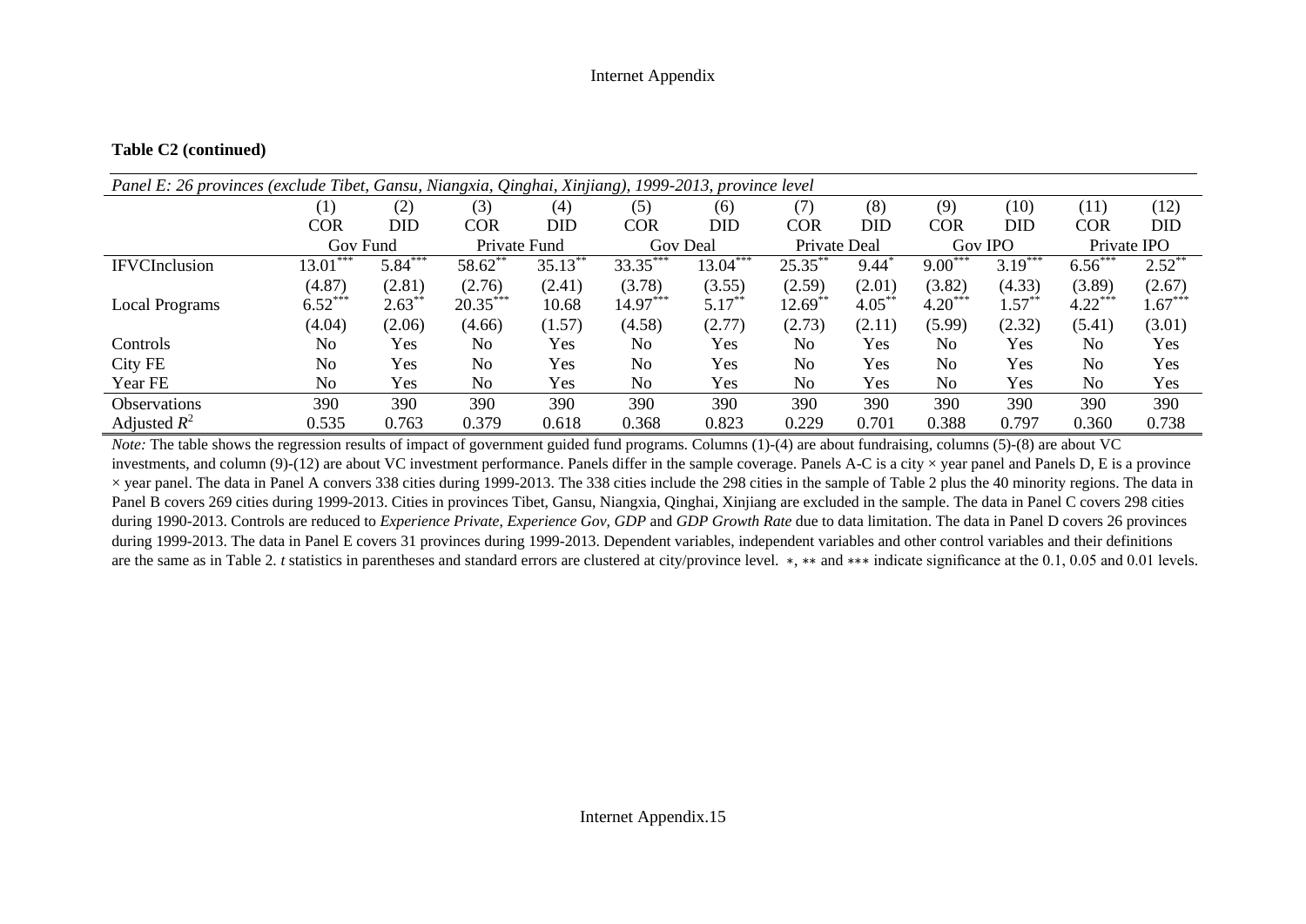**Table C2 (continued)**

| *Panel E: 26 provinces (exclude Tibet, Gansu, Niangxia, Qinghai, Xinjiang), 1999-2013, province level* | | | | | | | | | | | | |
|---|---|---|---|---|---|---|---|---|---|---|---|---|
| | (1) | (2) | (3) | (4) | (5) | (6) | (7) | (8) | (9) | (10) | (11) | (12) |
| | COR | DID | COR | DID | COR | DID | COR | DID | COR | DID | COR | DID |
| | Gov Fund | | Private Fund | | Gov Deal | | Private Deal | | Gov IPO | | Private IPO | |
| IFVCInclusion | 13.01*** | 5.84*** | 58.62** | 35.13** | 33.35*** | 13.04*** | 25.35** | 9.44* | 9.00*** | 3.19*** | 6.56*** | 2.52** |
| | (4.87) | (2.81) | (2.76) | (2.41) | (3.78) | (3.55) | (2.59) | (2.01) | (3.82) | (4.33) | (3.89) | (2.67) |
| Local Programs | 6.52*** | 2.63** | 20.35*** | 10.68 | 14.97*** | 5.17** | 12.69** | 4.05** | 4.20*** | 1.57** | 4.22*** | 1.67*** |
| | (4.04) | (2.06) | (4.66) | (1.57) | (4.58) | (2.77) | (2.73) | (2.11) | (5.99) | (2.32) | (5.41) | (3.01) |
| Controls | No | Yes | No | Yes | No | Yes | No | Yes | No | Yes | No | Yes |
| City FE | No | Yes | No | Yes | No | Yes | No | Yes | No | Yes | No | Yes |
| Year FE | No | Yes | No | Yes | No | Yes | No | Yes | No | Yes | No | Yes |
| Observations | 390 | 390 | 390 | 390 | 390 | 390 | 390 | 390 | 390 | 390 | 390 | 390 |
| Adjusted $R^2$ | 0.535 | 0.763 | 0.379 | 0.618 | 0.368 | 0.823 | 0.229 | 0.701 | 0.388 | 0.797 | 0.360 | 0.738 |

*Note:* The table shows the regression results of impact of government guided fund programs. Columns (1)-(4) are about fundraising, columns (5)-(8) are about VC investments, and column (9)-(12) are about VC investment performance. Panels differ in the sample coverage. Panels A-C is a city × year panel and Panels D, E is a province × year panel. The data in Panel A convers 338 cities during 1999-2013. The 338 cities include the 298 cities in the sample of Table 2 plus the 40 minority regions. The data in Panel B covers 269 cities during 1999-2013. Cities in provinces Tibet, Gansu, Niangxia, Qinghai, Xinjiang are excluded in the sample. The data in Panel C covers 298 cities during 1990-2013. Controls are reduced to *Experience Private*, *Experience Gov*, *GDP* and *GDP Growth Rate* due to data limitation. The data in Panel D covers 26 provinces during 1999-2013. The data in Panel E covers 31 provinces during 1999-2013. Dependent variables, independent variables and other control variables and their definitions are the same as in Table 2. *t* statistics in parentheses and standard errors are clustered at city/province level. *, ** and *** indicate significance at the 0.1, 0.05 and 0.01 levels.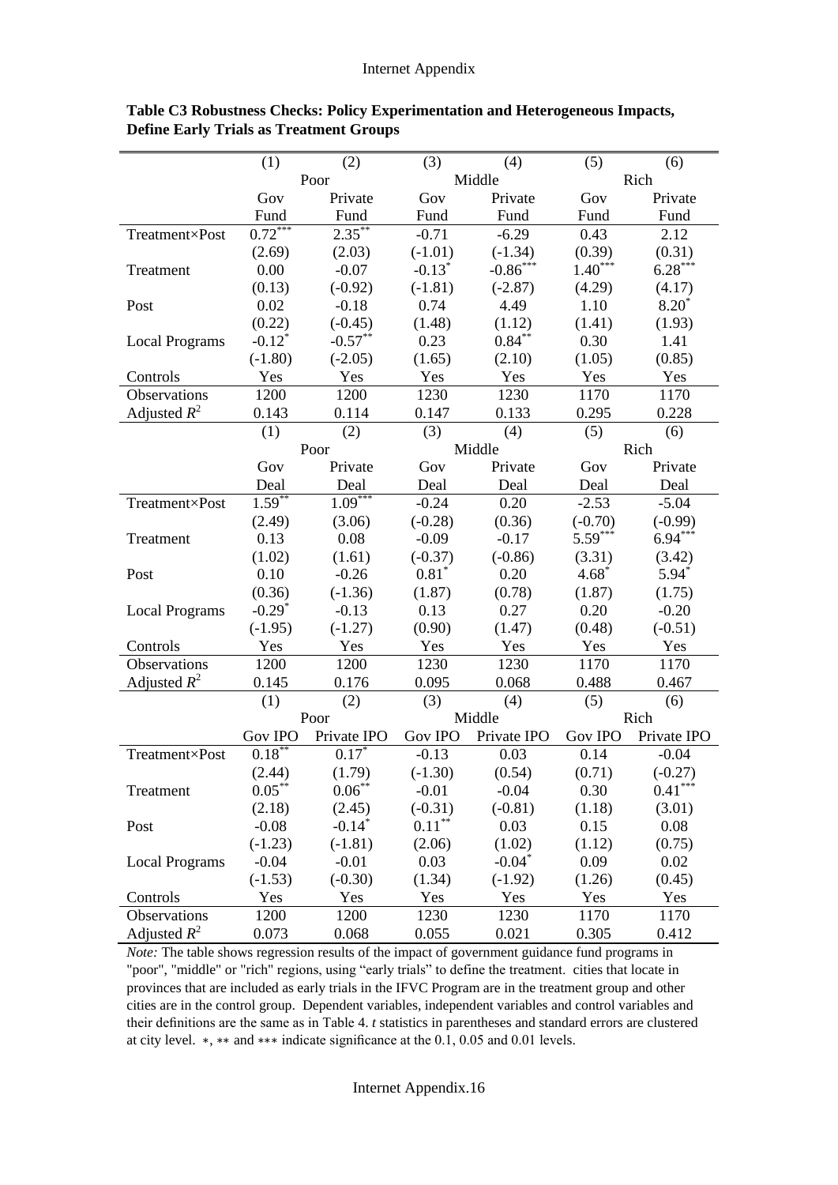**Table C3 Robustness Checks: Policy Experimentation and Heterogeneous Impacts, Define Early Trials as Treatment Groups**

| | (1) | (2) | (3) | (4) | (5) | (6) |
|---|---|---|---|---|---|---|
| | Poor | | Middle | | Rich | |
| | Gov Fund | Private Fund | Gov Fund | Private Fund | Gov Fund | Private Fund |
| Treatment×Post | 0.72*** | 2.35** | -0.71 | -6.29 | 0.43 | 2.12 |
| | (2.69) | (2.03) | (-1.01) | (-1.34) | (0.39) | (0.31) |
| Treatment | 0.00 | -0.07 | -0.13* | -0.86*** | 1.40*** | 6.28*** |
| | (0.13) | (-0.92) | (-1.81) | (-2.87) | (4.29) | (4.17) |
| Post | 0.02 | -0.18 | 0.74 | 4.49 | 1.10 | 8.20* |
| | (0.22) | (-0.45) | (1.48) | (1.12) | (1.41) | (1.93) |
| Local Programs | -0.12* | -0.57** | 0.23 | 0.84** | 0.30 | 1.41 |
| | (-1.80) | (-2.05) | (1.65) | (2.10) | (1.05) | (0.85) |
| Controls | Yes | Yes | Yes | Yes | Yes | Yes |
| Observations | 1200 | 1200 | 1230 | 1230 | 1170 | 1170 |
| Adjusted $R^2$ | 0.143 | 0.114 | 0.147 | 0.133 | 0.295 | 0.228 |
| | (1) | (2) | (3) | (4) | (5) | (6) |
| | Poor | | Middle | | Rich | |
| | Gov Deal | Private Deal | Gov Deal | Private Deal | Gov Deal | Private Deal |
| Treatment×Post | 1.59** | 1.09*** | -0.24 | 0.20 | -2.53 | -5.04 |
| | (2.49) | (3.06) | (-0.28) | (0.36) | (-0.70) | (-0.99) |
| Treatment | 0.13 | 0.08 | -0.09 | -0.17 | 5.59*** | 6.94*** |
| | (1.02) | (1.61) | (-0.37) | (-0.86) | (3.31) | (3.42) |
| Post | 0.10 | -0.26 | 0.81* | 0.20 | 4.68* | 5.94* |
| | (0.36) | (-1.36) | (1.87) | (0.78) | (1.87) | (1.75) |
| Local Programs | -0.29* | -0.13 | 0.13 | 0.27 | 0.20 | -0.20 |
| | (-1.95) | (-1.27) | (0.90) | (1.47) | (0.48) | (-0.51) |
| Controls | Yes | Yes | Yes | Yes | Yes | Yes |
| Observations | 1200 | 1200 | 1230 | 1230 | 1170 | 1170 |
| Adjusted $R^2$ | 0.145 | 0.176 | 0.095 | 0.068 | 0.488 | 0.467 |
| | (1) | (2) | (3) | (4) | (5) | (6) |
| | Poor | | Middle | | Rich | |
| | Gov IPO | Private IPO | Gov IPO | Private IPO | Gov IPO | Private IPO |
| Treatment×Post | 0.18** | 0.17* | -0.13 | 0.03 | 0.14 | -0.04 |
| | (2.44) | (1.79) | (-1.30) | (0.54) | (0.71) | (-0.27) |
| Treatment | 0.05** | 0.06** | -0.01 | -0.04 | 0.30 | 0.41*** |
| | (2.18) | (2.45) | (-0.31) | (-0.81) | (1.18) | (3.01) |
| Post | -0.08 | -0.14* | 0.11** | 0.03 | 0.15 | 0.08 |
| | (-1.23) | (-1.81) | (2.06) | (1.02) | (1.12) | (0.75) |
| Local Programs | -0.04 | -0.01 | 0.03 | -0.04* | 0.09 | 0.02 |
| | (-1.53) | (-0.30) | (1.34) | (-1.92) | (1.26) | (0.45) |
| Controls | Yes | Yes | Yes | Yes | Yes | Yes |
| Observations | 1200 | 1200 | 1230 | 1230 | 1170 | 1170 |
| Adjusted $R^2$ | 0.073 | 0.068 | 0.055 | 0.021 | 0.305 | 0.412 |

*Note:* The table shows regression results of the impact of government guidance fund programs in "poor", "middle" or "rich" regions, using "early trials" to define the treatment. cities that locate in provinces that are included as early trials in the IFVC Program are in the treatment group and other cities are in the control group. Dependent variables, independent variables and control variables and their definitions are the same as in Table 4. *t* statistics in parentheses and standard errors are clustered at city level. *, ** and *** indicate significance at the 0.1, 0.05 and 0.01 levels.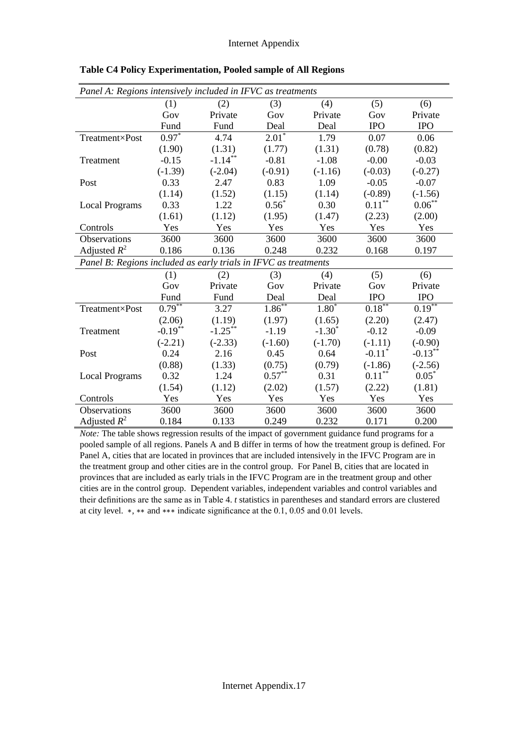**Table C4 Policy Experimentation, Pooled sample of All Regions**

| *Panel A: Regions intensively included in IFVC as treatments* | | | | | | |
|---|---|---|---|---|---|---|
| | (1) | (2) | (3) | (4) | (5) | (6) |
| | Gov Fund | Private Fund | Gov Deal | Private Deal | Gov IPO | Private IPO |
| Treatment×Post | 0.97* | 4.74 | 2.01* | 1.79 | 0.07 | 0.06 |
| | (1.90) | (1.31) | (1.77) | (1.31) | (0.78) | (0.82) |
| Treatment | -0.15 | -1.14** | -0.81 | -1.08 | -0.00 | -0.03 |
| | (-1.39) | (-2.04) | (-0.91) | (-1.16) | (-0.03) | (-0.27) |
| Post | 0.33 | 2.47 | 0.83 | 1.09 | -0.05 | -0.07 |
| | (1.14) | (1.52) | (1.15) | (1.14) | (-0.89) | (-1.56) |
| Local Programs | 0.33 | 1.22 | 0.56* | 0.30 | 0.11** | 0.06** |
| | (1.61) | (1.12) | (1.95) | (1.47) | (2.23) | (2.00) |
| Controls | Yes | Yes | Yes | Yes | Yes | Yes |
| Observations | 3600 | 3600 | 3600 | 3600 | 3600 | 3600 |
| Adjusted $R^2$ | 0.186 | 0.136 | 0.248 | 0.232 | 0.168 | 0.197 |
| *Panel B: Regions included as early trials in IFVC as treatments* | | | | | | |
| | (1) | (2) | (3) | (4) | (5) | (6) |
| | Gov Fund | Private Fund | Gov Deal | Private Deal | Gov IPO | Private IPO |
| Treatment×Post | 0.79** | 3.27 | 1.86** | 1.80* | 0.18** | 0.19** |
| | (2.06) | (1.19) | (1.97) | (1.65) | (2.20) | (2.47) |
| Treatment | -0.19** | -1.25** | -1.19 | -1.30* | -0.12 | -0.09 |
| | (-2.21) | (-2.33) | (-1.60) | (-1.70) | (-1.11) | (-0.90) |
| Post | 0.24 | 2.16 | 0.45 | 0.64 | -0.11* | -0.13** |
| | (0.88) | (1.33) | (0.75) | (0.79) | (-1.86) | (-2.56) |
| Local Programs | 0.32 | 1.24 | 0.57** | 0.31 | 0.11** | 0.05* |
| | (1.54) | (1.12) | (2.02) | (1.57) | (2.22) | (1.81) |
| Controls | Yes | Yes | Yes | Yes | Yes | Yes |
| Observations | 3600 | 3600 | 3600 | 3600 | 3600 | 3600 |
| Adjusted $R^2$ | 0.184 | 0.133 | 0.249 | 0.232 | 0.171 | 0.200 |

*Note:* The table shows regression results of the impact of government guidance fund programs for a pooled sample of all regions. Panels A and B differ in terms of how the treatment group is defined. For Panel A, cities that are located in provinces that are included intensively in the IFVC Program are in the treatment group and other cities are in the control group. For Panel B, cities that are located in provinces that are included as early trials in the IFVC Program are in the treatment group and other cities are in the control group. Dependent variables, independent variables and control variables and their definitions are the same as in Table 4. *t* statistics in parentheses and standard errors are clustered at city level. ∗, ∗∗ and ∗∗∗ indicate significance at the 0.1, 0.05 and 0.01 levels.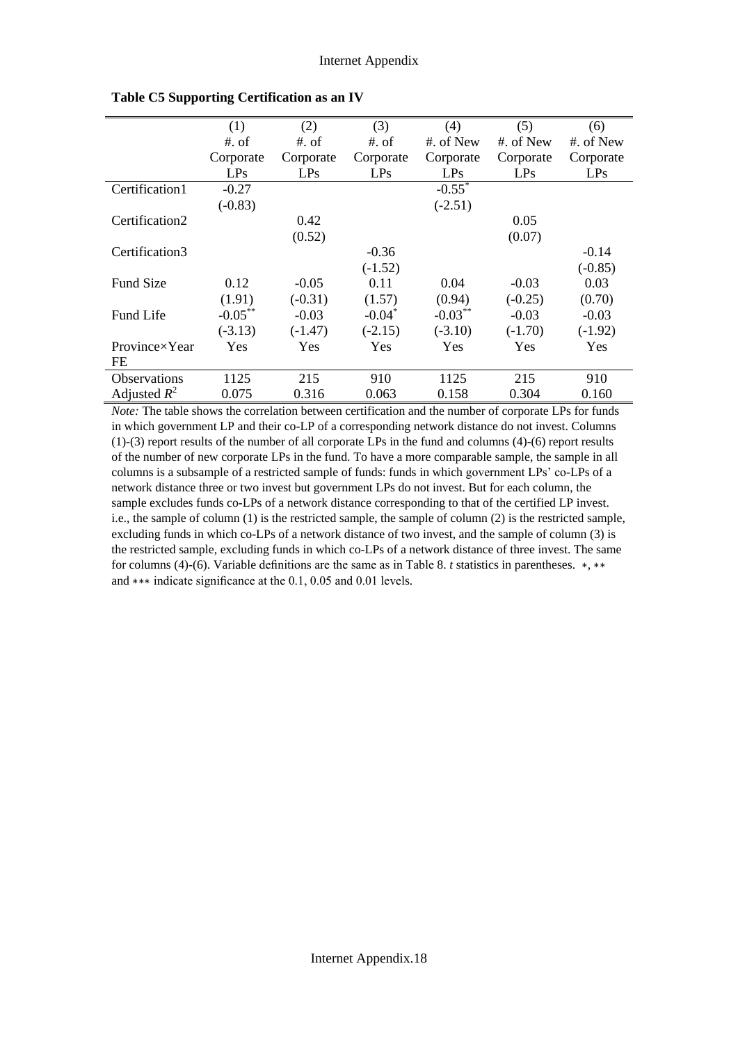**Table C5 Supporting Certification as an IV**

| | (1) | (2) | (3) | (4) | (5) | (6) |
|---|---|---|---|---|---|---|
| | #. of Corporate LPs | #. of Corporate LPs | #. of Corporate LPs | #. of New Corporate LPs | #. of New Corporate LPs | #. of New Corporate LPs |
| Certification1 | -0.27 | | | -0.55* | | |
| | (-0.83) | | | (-2.51) | | |
| Certification2 | | 0.42 | | | 0.05 | |
| | | (0.52) | | | (0.07) | |
| Certification3 | | | -0.36 | | | -0.14 |
| | | | (-1.52) | | | (-0.85) |
| Fund Size | 0.12 | -0.05 | 0.11 | 0.04 | -0.03 | 0.03 |
| | (1.91) | (-0.31) | (1.57) | (0.94) | (-0.25) | (0.70) |
| Fund Life | -0.05** | -0.03 | -0.04* | -0.03** | -0.03 | -0.03 |
| | (-3.13) | (-1.47) | (-2.15) | (-3.10) | (-1.70) | (-1.92) |
| Province×Year FE | Yes | Yes | Yes | Yes | Yes | Yes |
| Observations | 1125 | 215 | 910 | 1125 | 215 | 910 |
| Adjusted $R^2$ | 0.075 | 0.316 | 0.063 | 0.158 | 0.304 | 0.160 |

*Note:* The table shows the correlation between certification and the number of corporate LPs for funds in which government LP and their co-LP of a corresponding network distance do not invest. Columns (1)-(3) report results of the number of all corporate LPs in the fund and columns (4)-(6) report results of the number of new corporate LPs in the fund. To have a more comparable sample, the sample in all columns is a subsample of a restricted sample of funds: funds in which government LPs' co-LPs of a network distance three or two invest but government LPs do not invest. But for each column, the sample excludes funds co-LPs of a network distance corresponding to that of the certified LP invest. i.e., the sample of column (1) is the restricted sample, the sample of column (2) is the restricted sample, excluding funds in which co-LPs of a network distance of two invest, and the sample of column (3) is the restricted sample, excluding funds in which co-LPs of a network distance of three invest. The same for columns (4)-(6). Variable definitions are the same as in Table 8. *t* statistics in parentheses. *, ** and *** indicate significance at the 0.1, 0.05 and 0.01 levels.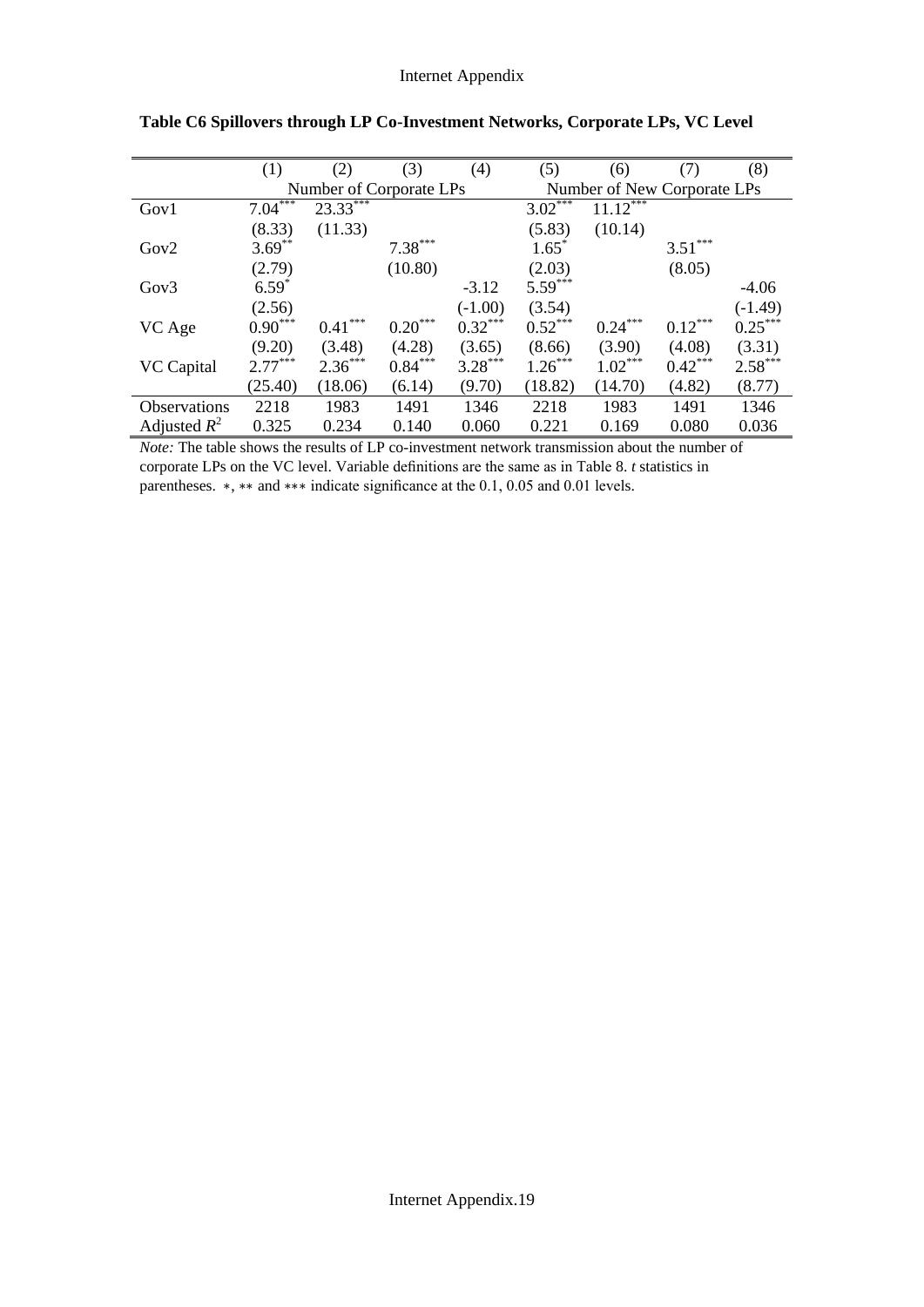**Table C6 Spillovers through LP Co-Investment Networks, Corporate LPs, VC Level**

| | (1) | (2) | (3) | (4) | (5) | (6) | (7) | (8) |
|---|---|---|---|---|---|---|---|---|
| | Number of Corporate LPs | | | | Number of New Corporate LPs | | | |
| Gov1 | $7.04^{***}$ | $23.33^{***}$ | | | $3.02^{***}$ | $11.12^{***}$ | | |
| | (8.33) | (11.33) | | | (5.83) | (10.14) | | |
| Gov2 | $3.69^{**}$ | | $7.38^{***}$ | | $1.65^{*}$ | | $3.51^{***}$ | |
| | (2.79) | | (10.80) | | (2.03) | | (8.05) | |
| Gov3 | $6.59^{*}$ | | | -3.12 | $5.59^{***}$ | | | -4.06 |
| | (2.56) | | | (-1.00) | (3.54) | | | (-1.49) |
| VC Age | $0.90^{***}$ | $0.41^{***}$ | $0.20^{***}$ | $0.32^{***}$ | $0.52^{***}$ | $0.24^{***}$ | $0.12^{***}$ | $0.25^{***}$ |
| | (9.20) | (3.48) | (4.28) | (3.65) | (8.66) | (3.90) | (4.08) | (3.31) |
| VC Capital | $2.77^{***}$ | $2.36^{***}$ | $0.84^{***}$ | $3.28^{***}$ | $1.26^{***}$ | $1.02^{***}$ | $0.42^{***}$ | $2.58^{***}$ |
| | (25.40) | (18.06) | (6.14) | (9.70) | (18.82) | (14.70) | (4.82) | (8.77) |
| Observations | 2218 | 1983 | 1491 | 1346 | 2218 | 1983 | 1491 | 1346 |
| Adjusted $R^2$ | 0.325 | 0.234 | 0.140 | 0.060 | 0.221 | 0.169 | 0.080 | 0.036 |

*Note:* The table shows the results of LP co-investment network transmission about the number of corporate LPs on the VC level. Variable definitions are the same as in Table 8. *t* statistics in parentheses. $*$, $**$ and $***$ indicate significance at the 0.1, 0.05 and 0.01 levels.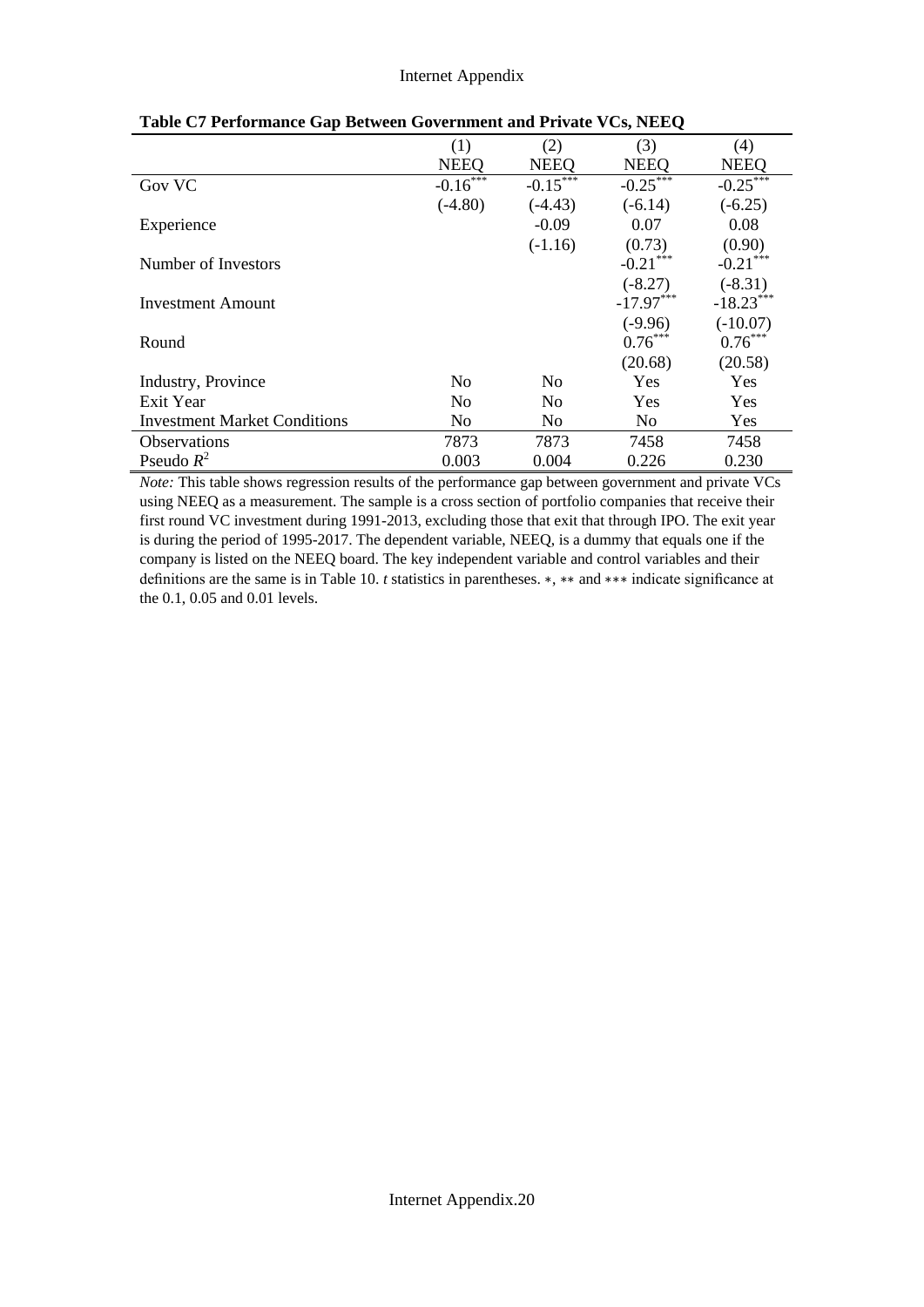**Table C7 Performance Gap Between Government and Private VCs, NEEQ**

| | (1) | (2) | (3) | (4) |
|---|---|---|---|---|
| | NEEQ | NEEQ | NEEQ | NEEQ |
| Gov VC | -0.16*** | -0.15*** | -0.25*** | -0.25*** |
| | (-4.80) | (-4.43) | (-6.14) | (-6.25) |
| Experience | | -0.09 | 0.07 | 0.08 |
| | | (-1.16) | (0.73) | (0.90) |
| Number of Investors | | | -0.21*** | -0.21*** |
| | | | (-8.27) | (-8.31) |
| Investment Amount | | | -17.97*** | -18.23*** |
| | | | (-9.96) | (-10.07) |
| Round | | | 0.76*** | 0.76*** |
| | | | (20.68) | (20.58) |
| Industry, Province | No | No | Yes | Yes |
| Exit Year | No | No | Yes | Yes |
| Investment Market Conditions | No | No | No | Yes |
| Observations | 7873 | 7873 | 7458 | 7458 |
| Pseudo $R^2$ | 0.003 | 0.004 | 0.226 | 0.230 |

*Note:* This table shows regression results of the performance gap between government and private VCs using NEEQ as a measurement. The sample is a cross section of portfolio companies that receive their first round VC investment during 1991-2013, excluding those that exit that through IPO. The exit year is during the period of 1995-2017. The dependent variable, NEEQ, is a dummy that equals one if the company is listed on the NEEQ board. The key independent variable and control variables and their definitions are the same is in Table 10. *t* statistics in parentheses. $*$, $**$ and $***$ indicate significance at the 0.1, 0.05 and 0.01 levels.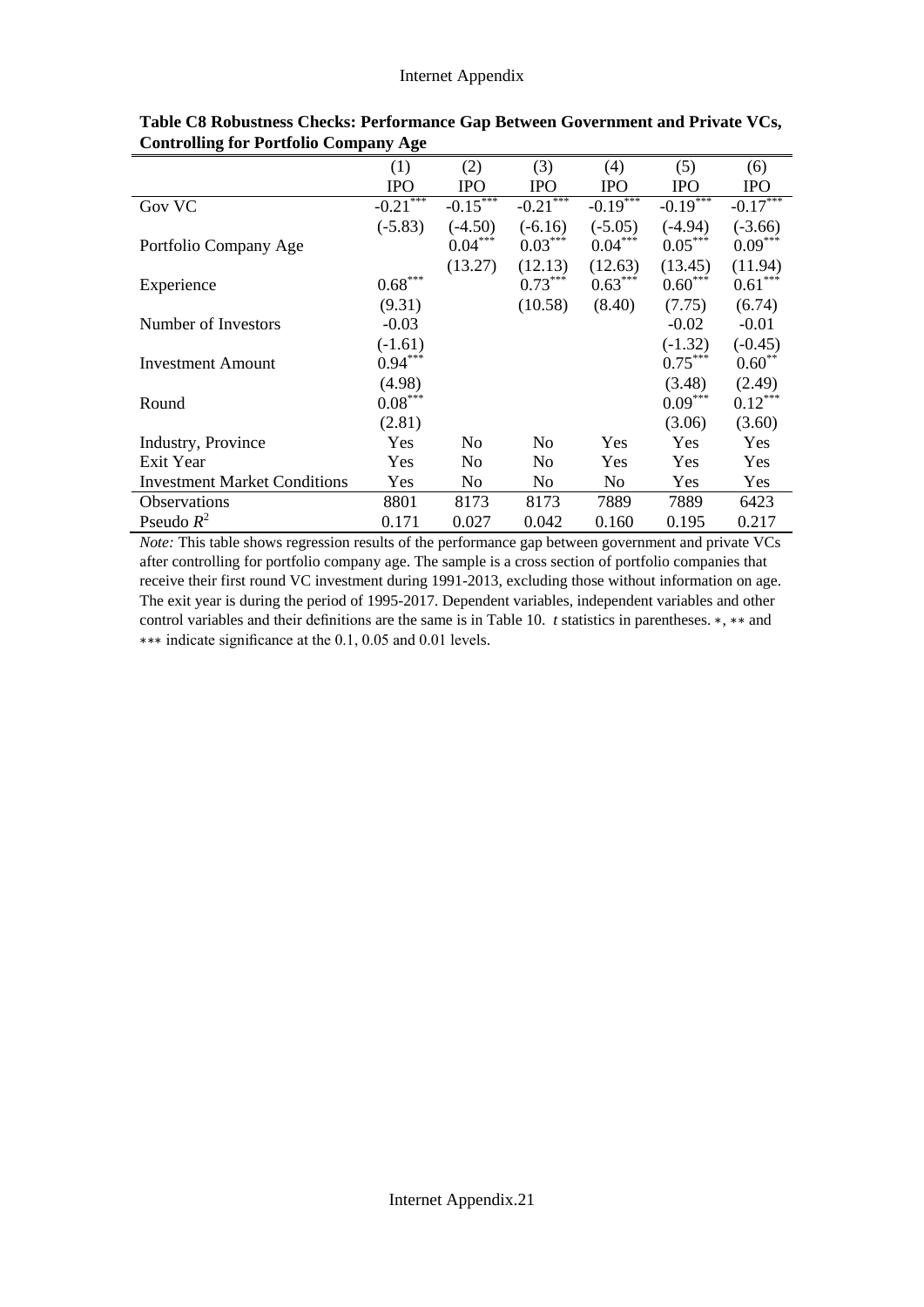**Table C8 Robustness Checks: Performance Gap Between Government and Private VCs, Controlling for Portfolio Company Age**

| | (1) | (2) | (3) | (4) | (5) | (6) |
|---|---|---|---|---|---|---|
| | IPO | IPO | IPO | IPO | IPO | IPO |
| Gov VC | -0.21*** | -0.15*** | -0.21*** | -0.19*** | -0.19*** | -0.17*** |
| | (-5.83) | (-4.50) | (-6.16) | (-5.05) | (-4.94) | (-3.66) |
| Portfolio Company Age | | 0.04*** | 0.03*** | 0.04*** | 0.05*** | 0.09*** |
| | | (13.27) | (12.13) | (12.63) | (13.45) | (11.94) |
| Experience | 0.68*** | | 0.73*** | 0.63*** | 0.60*** | 0.61*** |
| | (9.31) | | (10.58) | (8.40) | (7.75) | (6.74) |
| Number of Investors | -0.03 | | | | -0.02 | -0.01 |
| | (-1.61) | | | | (-1.32) | (-0.45) |
| Investment Amount | 0.94*** | | | | 0.75*** | 0.60** |
| | (4.98) | | | | (3.48) | (2.49) |
| Round | 0.08*** | | | | 0.09*** | 0.12*** |
| | (2.81) | | | | (3.06) | (3.60) |
| Industry, Province | Yes | No | No | Yes | Yes | Yes |
| Exit Year | Yes | No | No | Yes | Yes | Yes |
| Investment Market Conditions | Yes | No | No | No | Yes | Yes |
| Observations | 8801 | 8173 | 8173 | 7889 | 7889 | 6423 |
| Pseudo $R^2$ | 0.171 | 0.027 | 0.042 | 0.160 | 0.195 | 0.217 |

*Note:* This table shows regression results of the performance gap between government and private VCs after controlling for portfolio company age. The sample is a cross section of portfolio companies that receive their first round VC investment during 1991-2013, excluding those without information on age. The exit year is during the period of 1995-2017. Dependent variables, independent variables and other control variables and their definitions are the same is in Table 10. $t$ statistics in parentheses. $*$, $**$ and $***$ indicate significance at the 0.1, 0.05 and 0.01 levels.